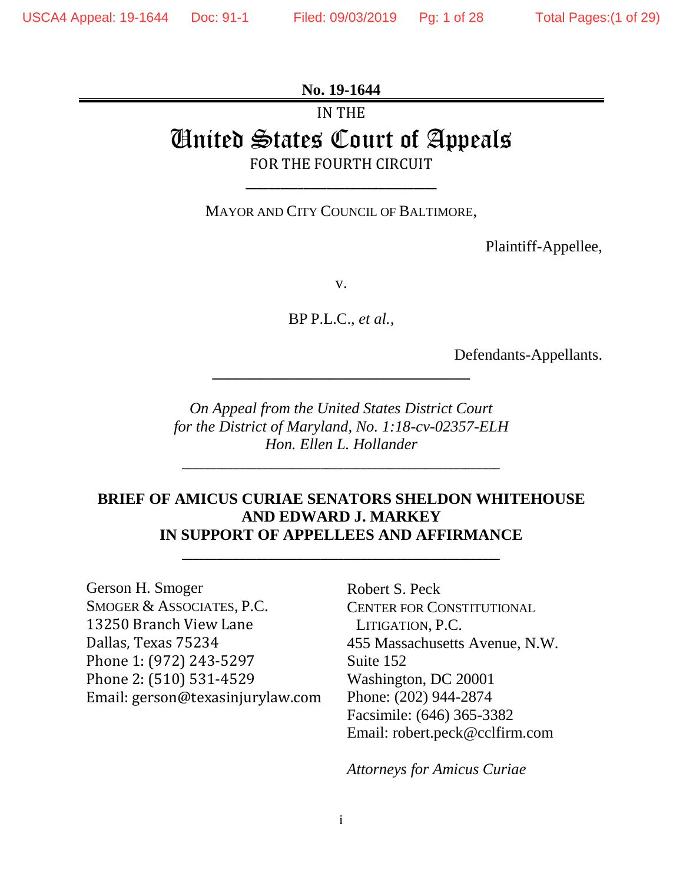**No. 19-1644**

IN THE

# United States Court of Appeals

FOR THE FOURTH CIRCUIT

---

MAYOR AND CITY COUNCIL OF BALTIMORE,

Plaintiff-Appellee,

v.

BP P.L.C., *et al.*,

Defendants-Appellants.

---

*On Appeal from the United States District Court for the District of Maryland, No. 1:18-cv-02357-ELH*
*Hon. Ellen L. Hollander*

---

**BRIEF OF AMICUS CURIAE SENATORS SHELDON WHITEHOUSE AND EDWARD J. MARKEY IN SUPPORT OF APPELLEES AND AFFIRMANCE**

---

Gerson H. Smoger
SMOGER & ASSOCIATES, P.C.
13250 Branch View Lane
Dallas, Texas 75234
Phone 1: (972) 243-5297
Phone 2: (510) 531-4529
Email: gerson@texasinjurylaw.com

Robert S. Peck
CENTER FOR CONSTITUTIONAL LITIGATION, P.C.
455 Massachusetts Avenue, N.W.
Suite 152
Washington, DC 20001
Phone: (202) 944-2874
Facsimile: (646) 365-3382
Email: robert.peck@cclfirm.com

*Attorneys for Amicus Curiae*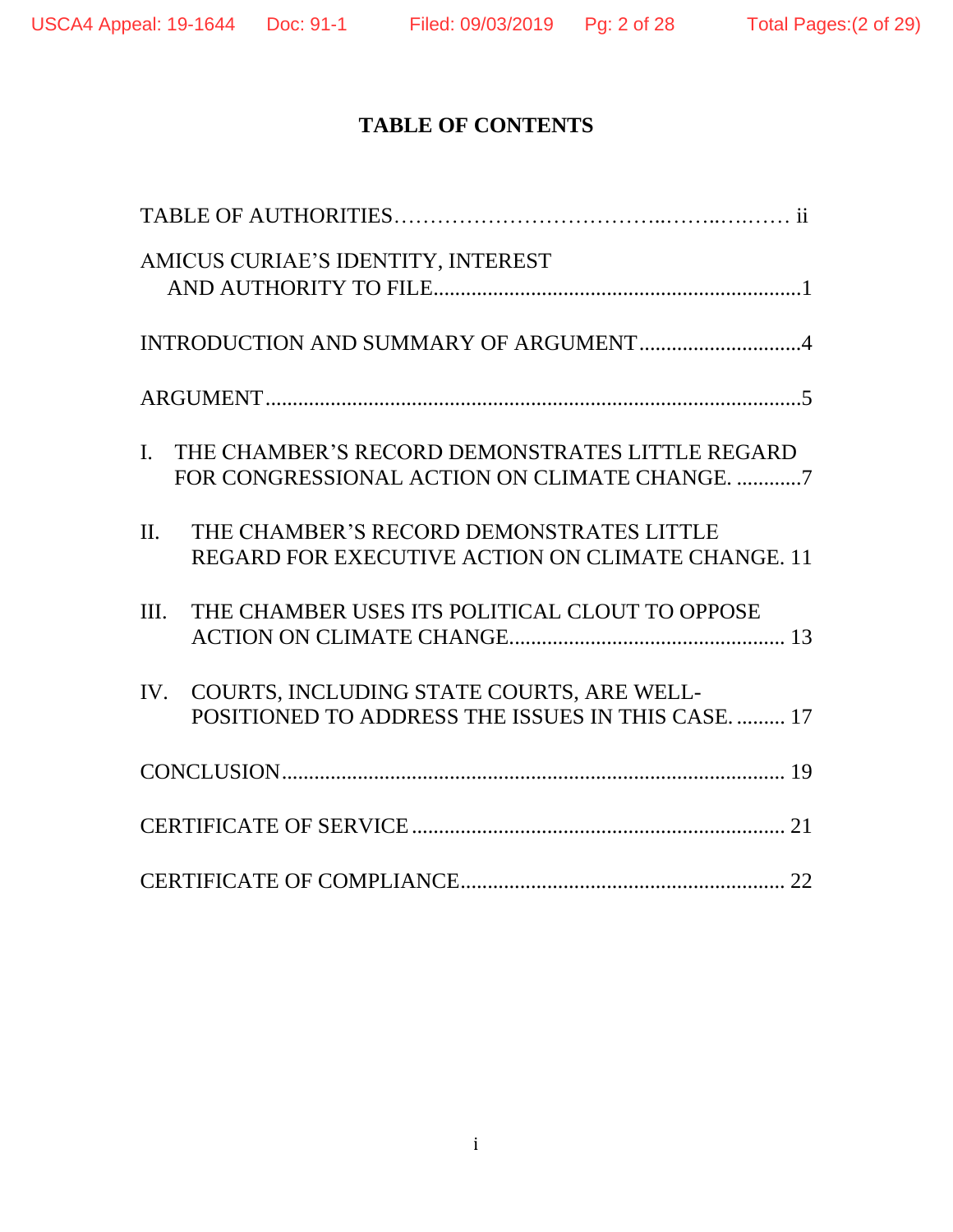# TABLE OF CONTENTS

TABLE OF AUTHORITIES…………………………..……..….…… ii

AMICUS CURIAE'S IDENTITY, INTEREST AND AUTHORITY TO FILE....................................................................1

INTRODUCTION AND SUMMARY OF ARGUMENT..............................4

ARGUMENT..................................................................................................5

I. THE CHAMBER'S RECORD DEMONSTRATES LITTLE REGARD FOR CONGRESSIONAL ACTION ON CLIMATE CHANGE. ............7

II. THE CHAMBER'S RECORD DEMONSTRATES LITTLE REGARD FOR EXECUTIVE ACTION ON CLIMATE CHANGE. 11

III. THE CHAMBER USES ITS POLITICAL CLOUT TO OPPOSE ACTION ON CLIMATE CHANGE.................................................. 13

IV. COURTS, INCLUDING STATE COURTS, ARE WELL-POSITIONED TO ADDRESS THE ISSUES IN THIS CASE. ......... 17

CONCLUSION............................................................................................ 19

CERTIFICATE OF SERVICE.................................................................... 21

CERTIFICATE OF COMPLIANCE........................................................... 22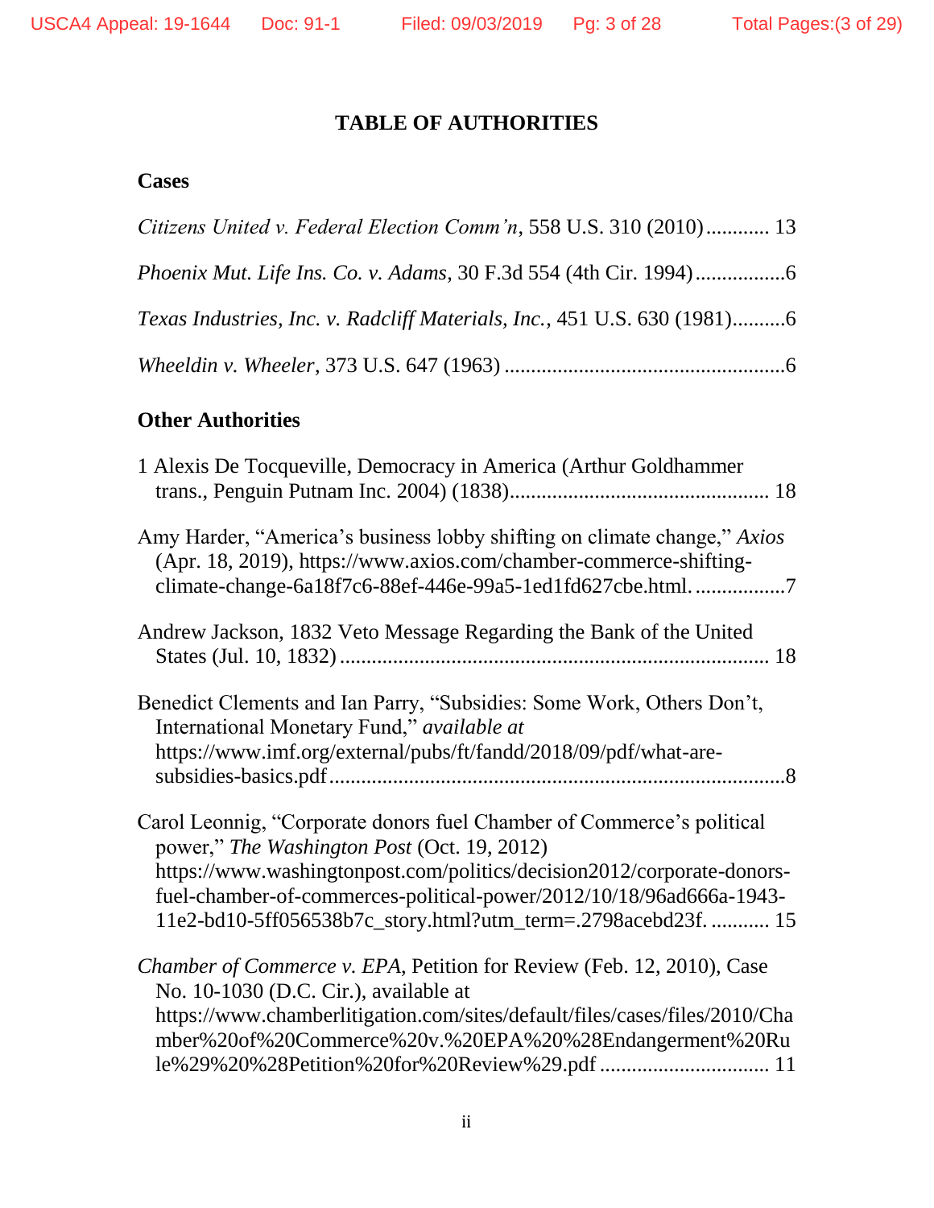# TABLE OF AUTHORITIES

## Cases

*Citizens United v. Federal Election Comm'n*, 558 U.S. 310 (2010)............ 13

*Phoenix Mut. Life Ins. Co. v. Adams*, 30 F.3d 554 (4th Cir. 1994).................6

*Texas Industries, Inc. v. Radcliff Materials, Inc.*, 451 U.S. 630 (1981)..........6

*Wheeldin v. Wheeler*, 373 U.S. 647 (1963) .....................................................6

## Other Authorities

1 Alexis De Tocqueville, Democracy in America (Arthur Goldhammer trans., Penguin Putnam Inc. 2004) (1838)................................................. 18

Amy Harder, "America's business lobby shifting on climate change," *Axios* (Apr. 18, 2019), https://www.axios.com/chamber-commerce-shifting-climate-change-6a18f7c6-88ef-446e-99a5-1ed1fd627cbe.html. .................7

Andrew Jackson, 1832 Veto Message Regarding the Bank of the United States (Jul. 10, 1832) ................................................................................. 18

Benedict Clements and Ian Parry, "Subsidies: Some Work, Others Don't, International Monetary Fund," *available at* https://www.imf.org/external/pubs/ft/fandd/2018/09/pdf/what-are-subsidies-basics.pdf.....................................................................................8

Carol Leonnig, "Corporate donors fuel Chamber of Commerce's political power," *The Washington Post* (Oct. 19, 2012) https://www.washingtonpost.com/politics/decision2012/corporate-donors-fuel-chamber-of-commerces-political-power/2012/10/18/96ad666a-1943-11e2-bd10-5ff056538b7c_story.html?utm_term=.2798acebd23f. ........... 15

*Chamber of Commerce v. EPA*, Petition for Review (Feb. 12, 2010), Case No. 10-1030 (D.C. Cir.), available at https://www.chamberlitigation.com/sites/default/files/cases/files/2010/Chamber%20of%20Commerce%20v.%20EPA%20%28Endangerment%20Rule%29%20%28Petition%20for%20Review%29.pdf ................................ 11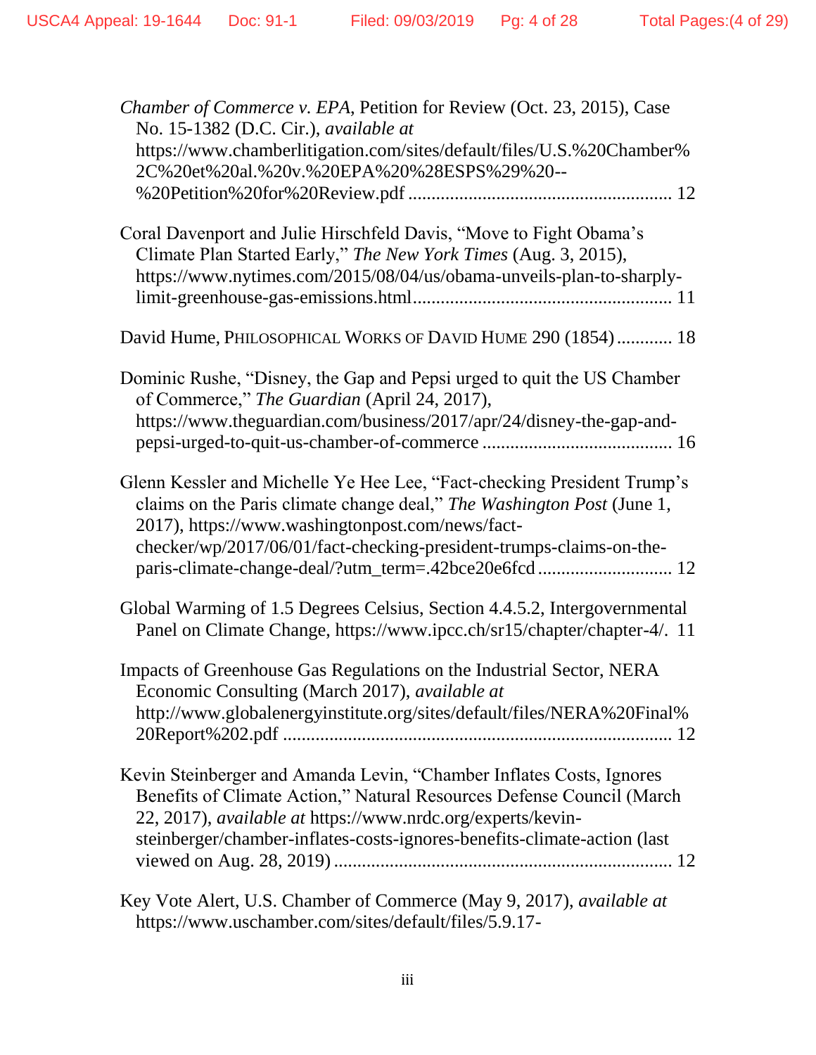*Chamber of Commerce v. EPA*, Petition for Review (Oct. 23, 2015), Case No. 15-1382 (D.C. Cir.), *available at* https://www.chamberlitigation.com/sites/default/files/U.S.%20Chamber%2C%20et%20al.%20v.%20EPA%20%28ESPS%29%20--%20Petition%20for%20Review.pdf ........................................................ 12

Coral Davenport and Julie Hirschfeld Davis, "Move to Fight Obama's Climate Plan Started Early," *The New York Times* (Aug. 3, 2015), https://www.nytimes.com/2015/08/04/us/obama-unveils-plan-to-sharply-limit-greenhouse-gas-emissions.html....................................................... 11

David Hume, PHILOSOPHICAL WORKS OF DAVID HUME 290 (1854)............ 18

Dominic Rushe, "Disney, the Gap and Pepsi urged to quit the US Chamber of Commerce," *The Guardian* (April 24, 2017), https://www.theguardian.com/business/2017/apr/24/disney-the-gap-and-pepsi-urged-to-quit-us-chamber-of-commerce ........................................ 16

Glenn Kessler and Michelle Ye Hee Lee, "Fact-checking President Trump's claims on the Paris climate change deal," *The Washington Post* (June 1, 2017), https://www.washingtonpost.com/news/fact-checker/wp/2017/06/01/fact-checking-president-trumps-claims-on-the-paris-climate-change-deal/?utm_term=.42bce20e6fcd ............................ 12

Global Warming of 1.5 Degrees Celsius, Section 4.4.5.2, Intergovernmental Panel on Climate Change, https://www.ipcc.ch/sr15/chapter/chapter-4/. 11

Impacts of Greenhouse Gas Regulations on the Industrial Sector, NERA Economic Consulting (March 2017), *available at* http://www.globalenergyinstitute.org/sites/default/files/NERA%20Final%20Report%202.pdf .................................................................................. 12

Kevin Steinberger and Amanda Levin, "Chamber Inflates Costs, Ignores Benefits of Climate Action," Natural Resources Defense Council (March 22, 2017), *available at* https://www.nrdc.org/experts/kevin-steinberger/chamber-inflates-costs-ignores-benefits-climate-action (last viewed on Aug. 28, 2019) ........................................................................ 12

Key Vote Alert, U.S. Chamber of Commerce (May 9, 2017), *available at* https://www.uschamber.com/sites/default/files/5.9.17-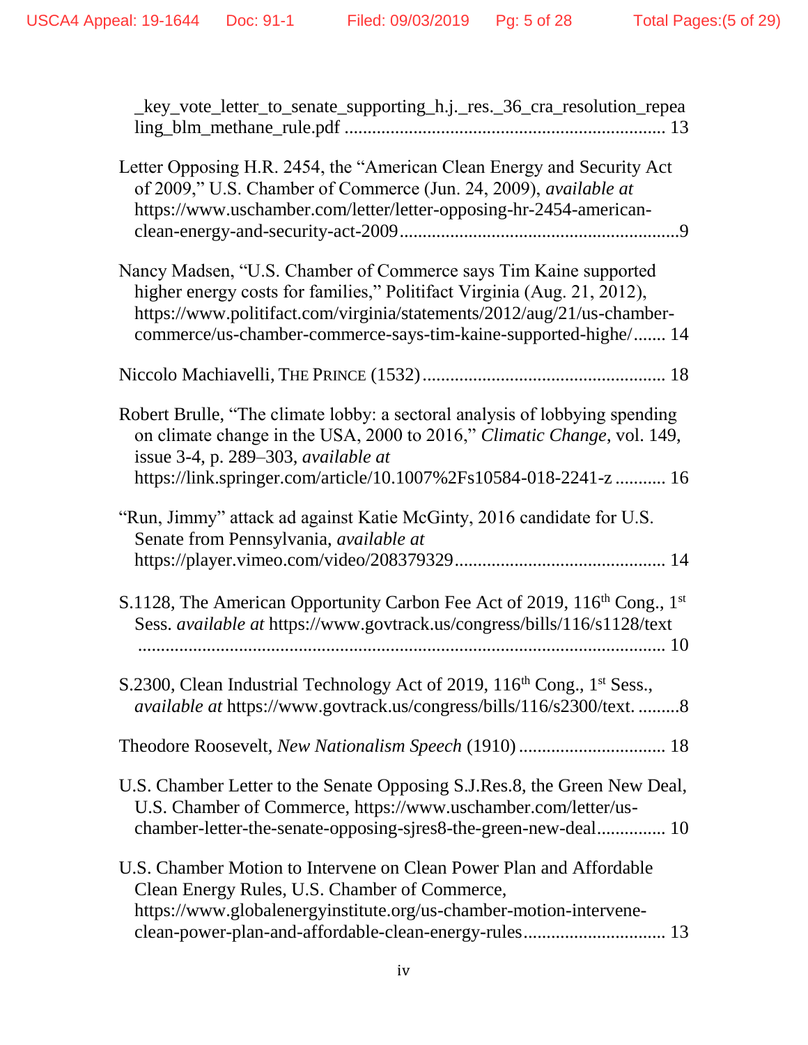_key_vote_letter_to_senate_supporting_h.j._res._36_cra_resolution_repealing_blm_methane_rule.pdf ..................................................................... 13

Letter Opposing H.R. 2454, the "American Clean Energy and Security Act of 2009," U.S. Chamber of Commerce (Jun. 24, 2009), *available at* https://www.uschamber.com/letter/letter-opposing-hr-2454-american-clean-energy-and-security-act-2009 .............................................................9

Nancy Madsen, "U.S. Chamber of Commerce says Tim Kaine supported higher energy costs for families," Politifact Virginia (Aug. 21, 2012), https://www.politifact.com/virginia/statements/2012/aug/21/us-chamber-commerce/us-chamber-commerce-says-tim-kaine-supported-highe/....... 14

Niccolo Machiavelli, THE PRINCE (1532) .................................................... 18

Robert Brulle, "The climate lobby: a sectoral analysis of lobbying spending on climate change in the USA, 2000 to 2016," *Climatic Change*, vol. 149, issue 3-4, p. 289–303, *available at* https://link.springer.com/article/10.1007%2Fs10584-018-2241-z ........... 16

"Run, Jimmy" attack ad against Katie McGinty, 2016 candidate for U.S. Senate from Pennsylvania, *available at* https://player.vimeo.com/video/208379329 ............................................. 14

S.1128, The American Opportunity Carbon Fee Act of 2019, 116th Cong., 1st Sess. *available at* https://www.govtrack.us/congress/bills/116/s1128/text ................................................................................................................... 10

S.2300, Clean Industrial Technology Act of 2019, 116th Cong., 1st Sess., *available at* https://www.govtrack.us/congress/bills/116/s2300/text. .........8

Theodore Roosevelt, *New Nationalism Speech* (1910) ................................ 18

U.S. Chamber Letter to the Senate Opposing S.J.Res.8, the Green New Deal, U.S. Chamber of Commerce, https://www.uschamber.com/letter/us-chamber-letter-the-senate-opposing-sjres8-the-green-new-deal............... 10

U.S. Chamber Motion to Intervene on Clean Power Plan and Affordable Clean Energy Rules, U.S. Chamber of Commerce, https://www.globalenergyinstitute.org/us-chamber-motion-intervene-clean-power-plan-and-affordable-clean-energy-rules............................... 13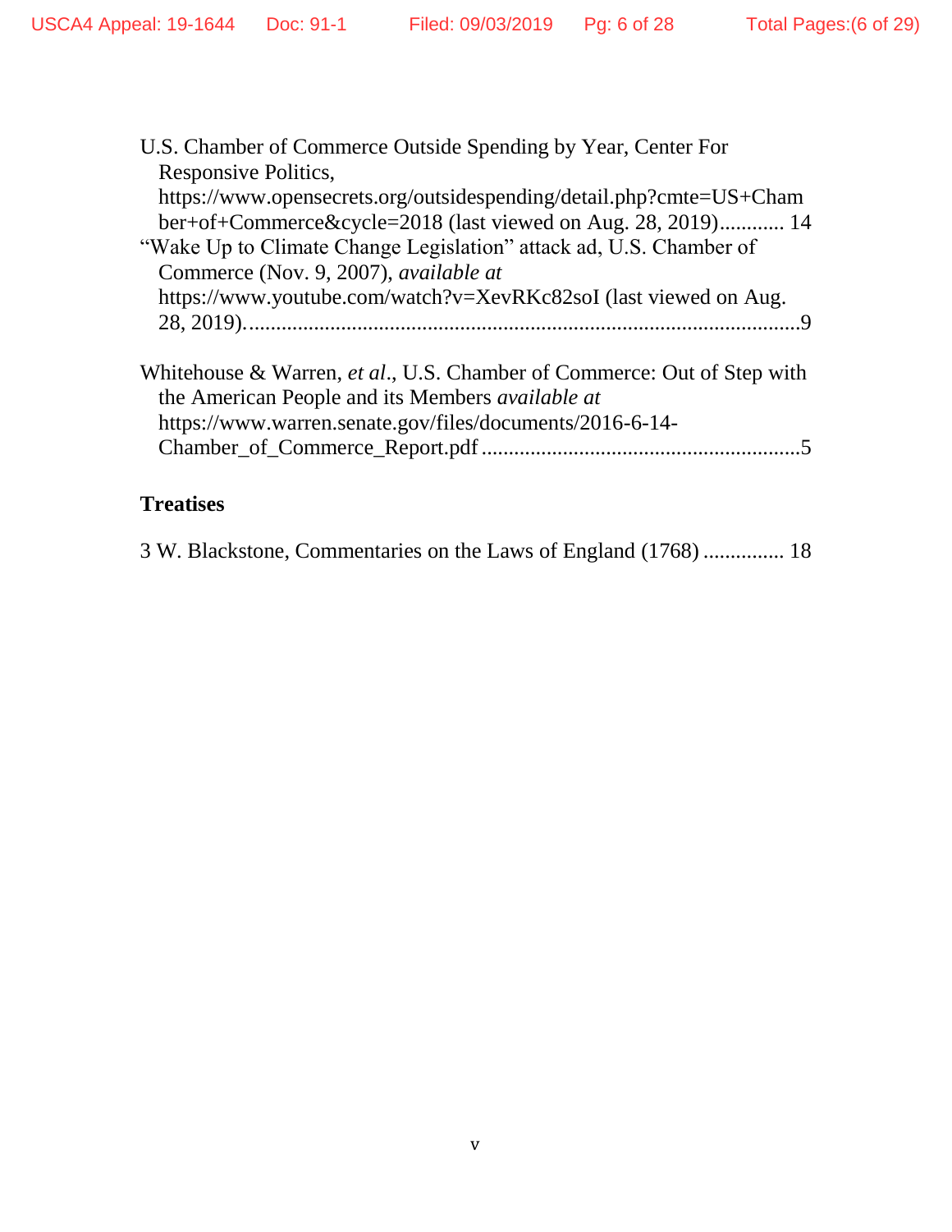U.S. Chamber of Commerce Outside Spending by Year, Center For Responsive Politics, https://www.opensecrets.org/outsidespending/detail.php?cmte=US+Chamber+of+Commerce&cycle=2018 (last viewed on Aug. 28, 2019)............ 14

"Wake Up to Climate Change Legislation" attack ad, U.S. Chamber of Commerce (Nov. 9, 2007), *available at* https://www.youtube.com/watch?v=XevRKc82soI (last viewed on Aug. 28, 2019)......................................................................................................9

Whitehouse & Warren, *et al*., U.S. Chamber of Commerce: Out of Step with the American People and its Members *available at* https://www.warren.senate.gov/files/documents/2016-6-14-Chamber_of_Commerce_Report.pdf ..........................................................5

**Treatises**

3 W. Blackstone, Commentaries on the Laws of England (1768) ............... 18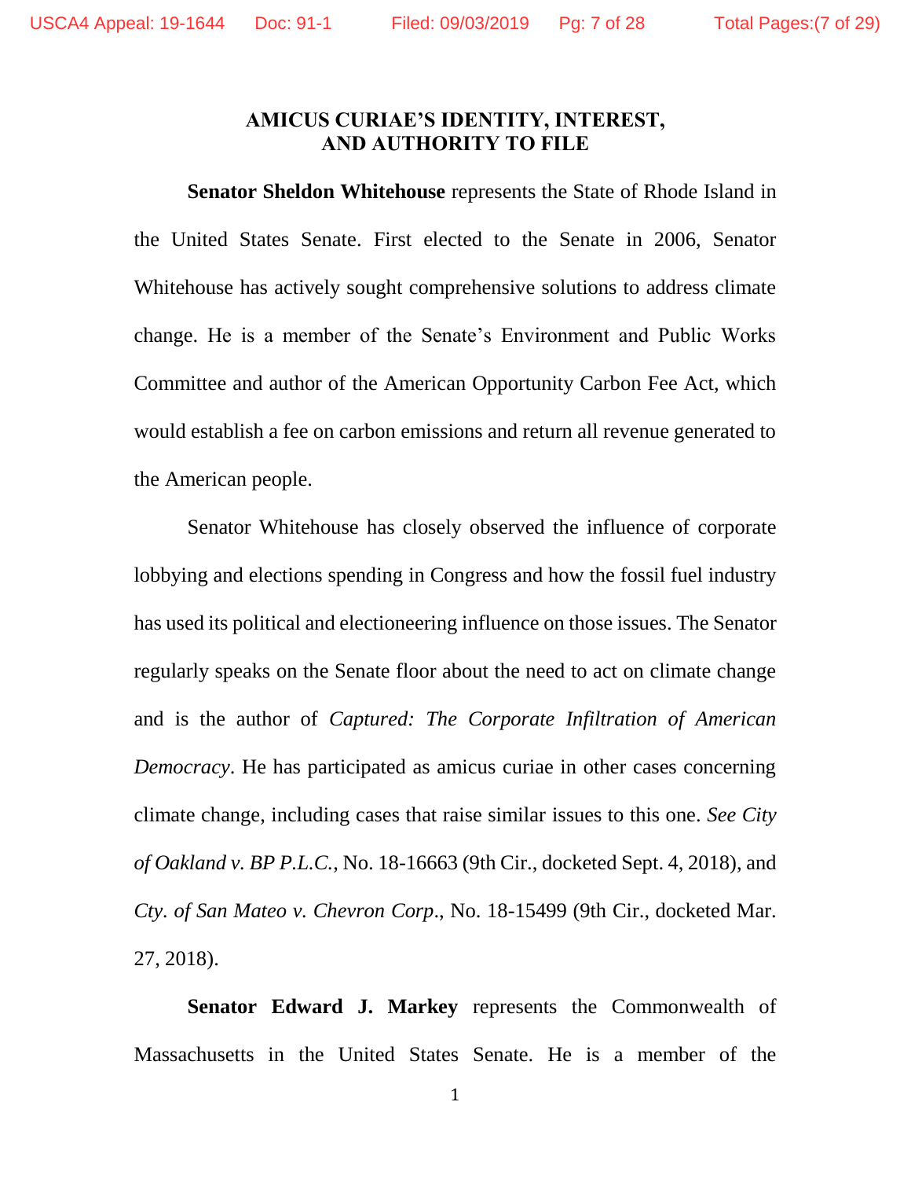## AMICUS CURIAE'S IDENTITY, INTEREST, AND AUTHORITY TO FILE

**Senator Sheldon Whitehouse** represents the State of Rhode Island in the United States Senate. First elected to the Senate in 2006, Senator Whitehouse has actively sought comprehensive solutions to address climate change. He is a member of the Senate's Environment and Public Works Committee and author of the American Opportunity Carbon Fee Act, which would establish a fee on carbon emissions and return all revenue generated to the American people.

Senator Whitehouse has closely observed the influence of corporate lobbying and elections spending in Congress and how the fossil fuel industry has used its political and electioneering influence on those issues. The Senator regularly speaks on the Senate floor about the need to act on climate change and is the author of *Captured: The Corporate Infiltration of American Democracy*. He has participated as amicus curiae in other cases concerning climate change, including cases that raise similar issues to this one. *See City of Oakland v. BP P.L.C.*, No. 18-16663 (9th Cir., docketed Sept. 4, 2018), and *Cty. of San Mateo v. Chevron Corp*., No. 18-15499 (9th Cir., docketed Mar. 27, 2018).

**Senator Edward J. Markey** represents the Commonwealth of Massachusetts in the United States Senate. He is a member of the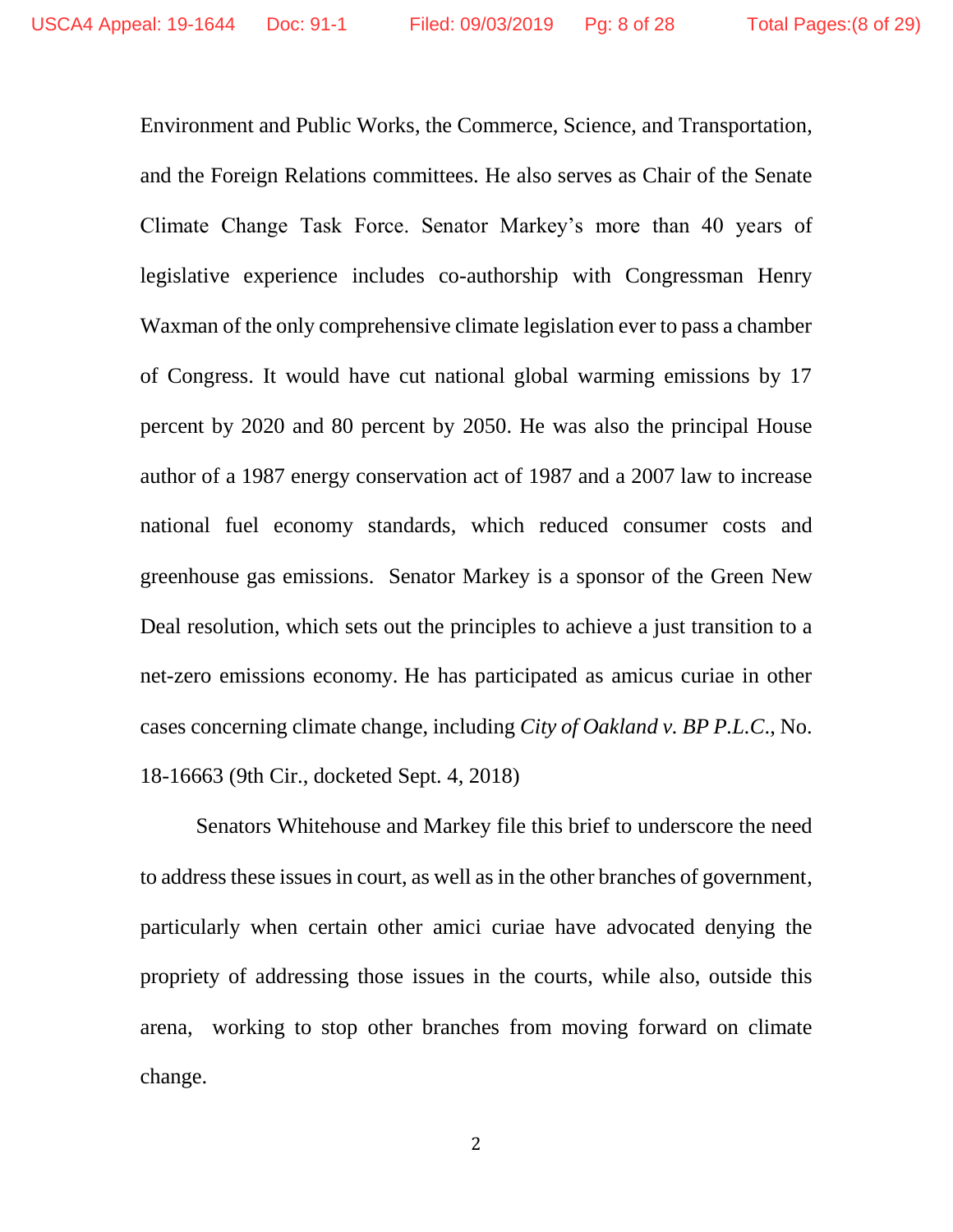Environment and Public Works, the Commerce, Science, and Transportation, and the Foreign Relations committees. He also serves as Chair of the Senate Climate Change Task Force. Senator Markey's more than 40 years of legislative experience includes co-authorship with Congressman Henry Waxman of the only comprehensive climate legislation ever to pass a chamber of Congress. It would have cut national global warming emissions by 17 percent by 2020 and 80 percent by 2050. He was also the principal House author of a 1987 energy conservation act of 1987 and a 2007 law to increase national fuel economy standards, which reduced consumer costs and greenhouse gas emissions. Senator Markey is a sponsor of the Green New Deal resolution, which sets out the principles to achieve a just transition to a net-zero emissions economy. He has participated as amicus curiae in other cases concerning climate change, including *City of Oakland v. BP P.L.C.*, No. 18-16663 (9th Cir., docketed Sept. 4, 2018)

Senators Whitehouse and Markey file this brief to underscore the need to address these issues in court, as well as in the other branches of government, particularly when certain other amici curiae have advocated denying the propriety of addressing those issues in the courts, while also, outside this arena, working to stop other branches from moving forward on climate change.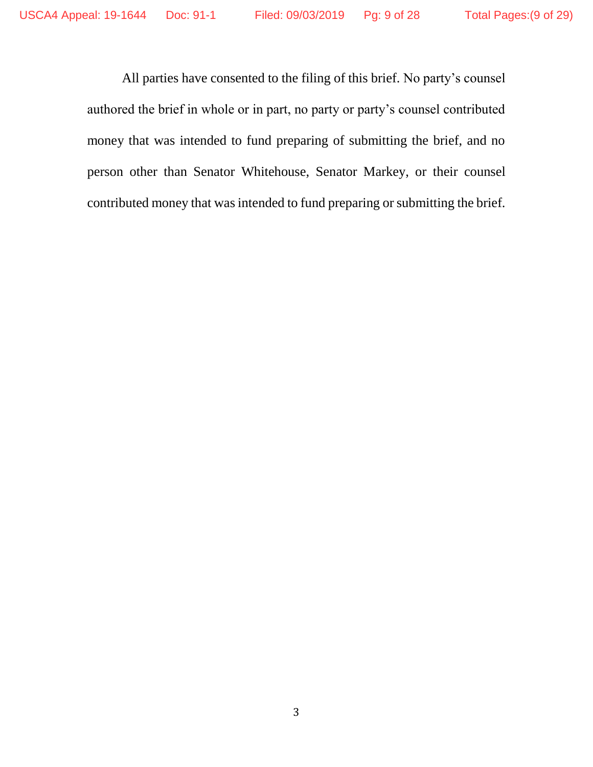All parties have consented to the filing of this brief. No party's counsel authored the brief in whole or in part, no party or party's counsel contributed money that was intended to fund preparing of submitting the brief, and no person other than Senator Whitehouse, Senator Markey, or their counsel contributed money that was intended to fund preparing or submitting the brief.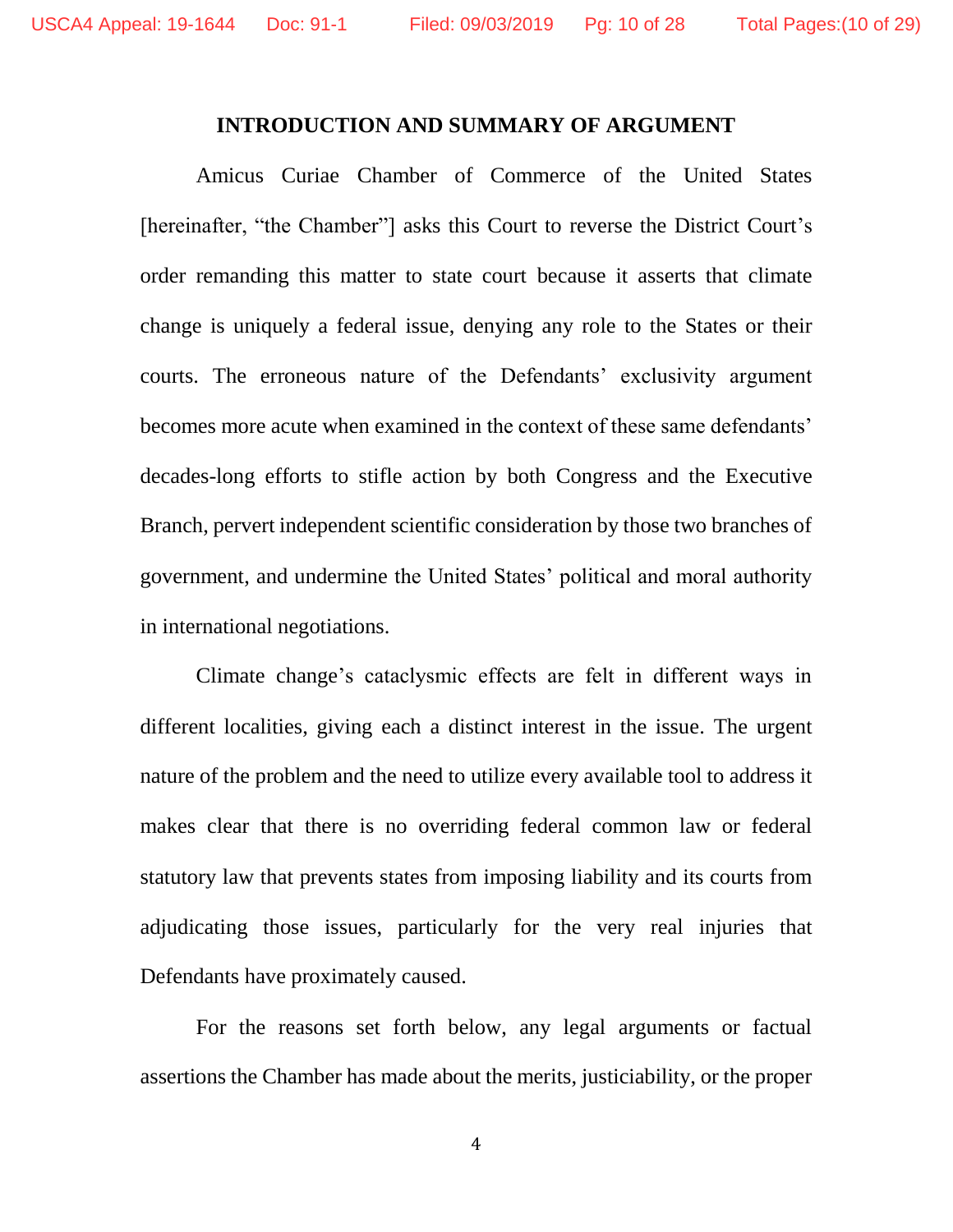## INTRODUCTION AND SUMMARY OF ARGUMENT

Amicus Curiae Chamber of Commerce of the United States [hereinafter, "the Chamber"] asks this Court to reverse the District Court's order remanding this matter to state court because it asserts that climate change is uniquely a federal issue, denying any role to the States or their courts. The erroneous nature of the Defendants' exclusivity argument becomes more acute when examined in the context of these same defendants' decades-long efforts to stifle action by both Congress and the Executive Branch, pervert independent scientific consideration by those two branches of government, and undermine the United States' political and moral authority in international negotiations.

Climate change's cataclysmic effects are felt in different ways in different localities, giving each a distinct interest in the issue. The urgent nature of the problem and the need to utilize every available tool to address it makes clear that there is no overriding federal common law or federal statutory law that prevents states from imposing liability and its courts from adjudicating those issues, particularly for the very real injuries that Defendants have proximately caused.

For the reasons set forth below, any legal arguments or factual assertions the Chamber has made about the merits, justiciability, or the proper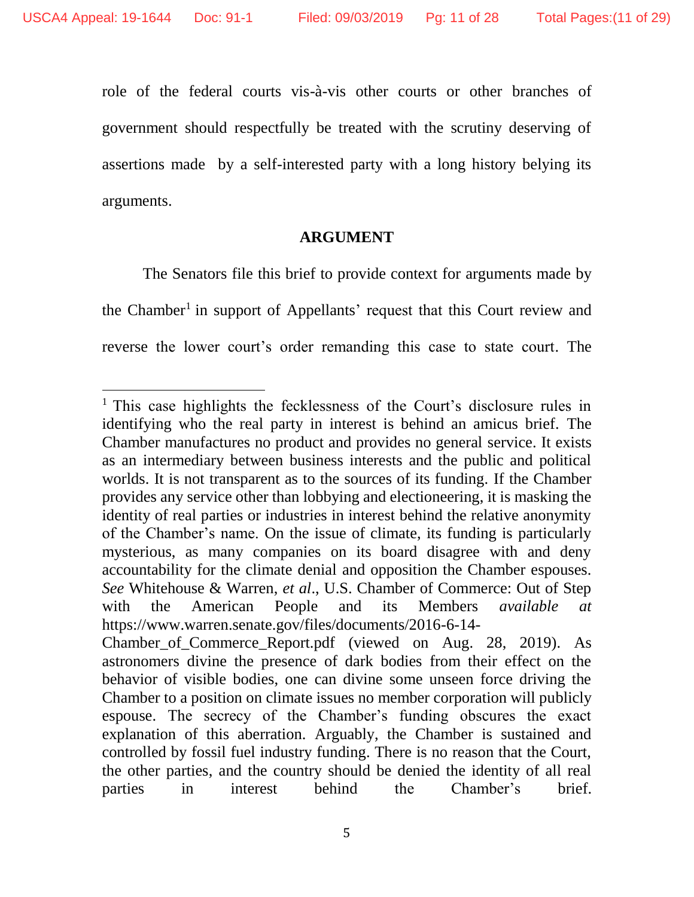role of the federal courts vis-à-vis other courts or other branches of government should respectfully be treated with the scrutiny deserving of assertions made by a self-interested party with a long history belying its arguments.

## ARGUMENT

The Senators file this brief to provide context for arguments made by the Chamber[1] in support of Appellants' request that this Court review and reverse the lower court's order remanding this case to state court. The

---

[1] This case highlights the fecklessness of the Court's disclosure rules in identifying who the real party in interest is behind an amicus brief. The Chamber manufactures no product and provides no general service. It exists as an intermediary between business interests and the public and political worlds. It is not transparent as to the sources of its funding. If the Chamber provides any service other than lobbying and electioneering, it is masking the identity of real parties or industries in interest behind the relative anonymity of the Chamber's name. On the issue of climate, its funding is particularly mysterious, as many companies on its board disagree with and deny accountability for the climate denial and opposition the Chamber espouses. *See* Whitehouse & Warren, *et al*., U.S. Chamber of Commerce: Out of Step with the American People and its Members *available at* https://www.warren.senate.gov/files/documents/2016-6-14-Chamber_of_Commerce_Report.pdf (viewed on Aug. 28, 2019). As astronomers divine the presence of dark bodies from their effect on the behavior of visible bodies, one can divine some unseen force driving the Chamber to a position on climate issues no member corporation will publicly espouse. The secrecy of the Chamber's funding obscures the exact explanation of this aberration. Arguably, the Chamber is sustained and controlled by fossil fuel industry funding. There is no reason that the Court, the other parties, and the country should be denied the identity of all real parties in interest behind the Chamber's brief.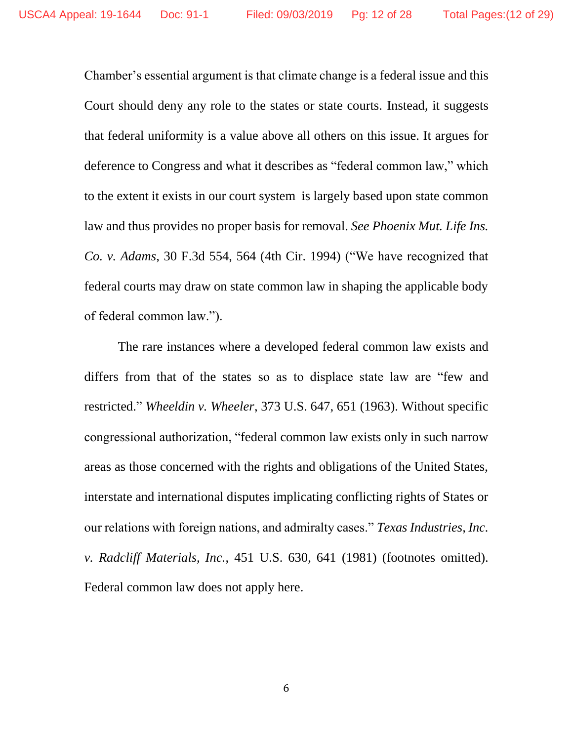Chamber's essential argument is that climate change is a federal issue and this Court should deny any role to the states or state courts. Instead, it suggests that federal uniformity is a value above all others on this issue. It argues for deference to Congress and what it describes as "federal common law," which to the extent it exists in our court system is largely based upon state common law and thus provides no proper basis for removal. *See Phoenix Mut. Life Ins. Co. v. Adams*, 30 F.3d 554, 564 (4th Cir. 1994) ("We have recognized that federal courts may draw on state common law in shaping the applicable body of federal common law.").

The rare instances where a developed federal common law exists and differs from that of the states so as to displace state law are "few and restricted." *Wheeldin v. Wheeler*, 373 U.S. 647, 651 (1963). Without specific congressional authorization, "federal common law exists only in such narrow areas as those concerned with the rights and obligations of the United States, interstate and international disputes implicating conflicting rights of States or our relations with foreign nations, and admiralty cases." *Texas Industries, Inc. v. Radcliff Materials, Inc.*, 451 U.S. 630, 641 (1981) (footnotes omitted). Federal common law does not apply here.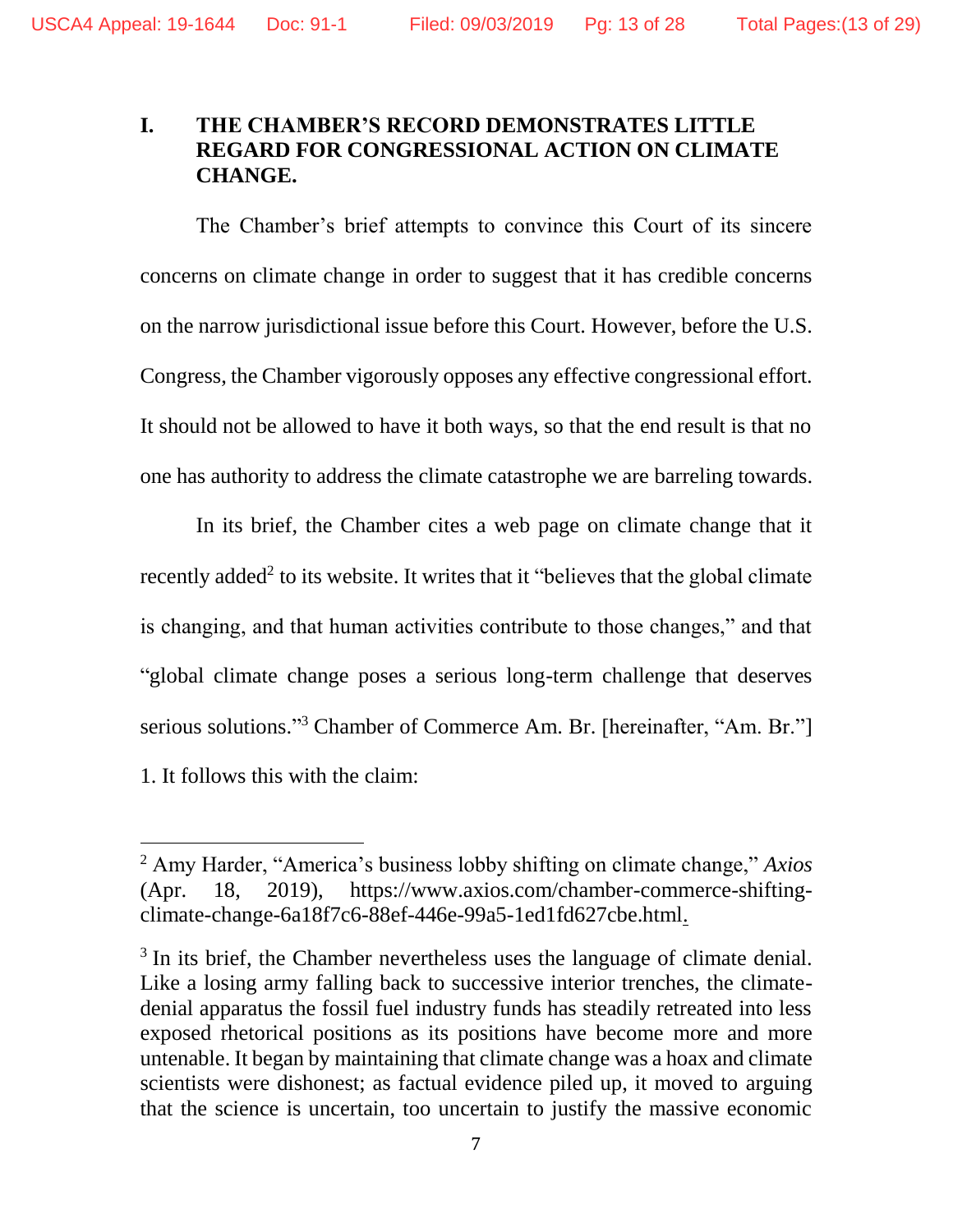## I. THE CHAMBER'S RECORD DEMONSTRATES LITTLE REGARD FOR CONGRESSIONAL ACTION ON CLIMATE CHANGE.

The Chamber's brief attempts to convince this Court of its sincere concerns on climate change in order to suggest that it has credible concerns on the narrow jurisdictional issue before this Court. However, before the U.S. Congress, the Chamber vigorously opposes any effective congressional effort. It should not be allowed to have it both ways, so that the end result is that no one has authority to address the climate catastrophe we are barreling towards.

In its brief, the Chamber cites a web page on climate change that it recently added[2] to its website. It writes that it "believes that the global climate is changing, and that human activities contribute to those changes," and that "global climate change poses a serious long-term challenge that deserves serious solutions."[3] Chamber of Commerce Am. Br. [hereinafter, "Am. Br."] 1. It follows this with the claim:

---

[2] Amy Harder, "America's business lobby shifting on climate change," *Axios* (Apr. 18, 2019), https://www.axios.com/chamber-commerce-shifting-climate-change-6a18f7c6-88ef-446e-99a5-1ed1fd627cbe.html.

[3] In its brief, the Chamber nevertheless uses the language of climate denial. Like a losing army falling back to successive interior trenches, the climate-denial apparatus the fossil fuel industry funds has steadily retreated into less exposed rhetorical positions as its positions have become more and more untenable. It began by maintaining that climate change was a hoax and climate scientists were dishonest; as factual evidence piled up, it moved to arguing that the science is uncertain, too uncertain to justify the massive economic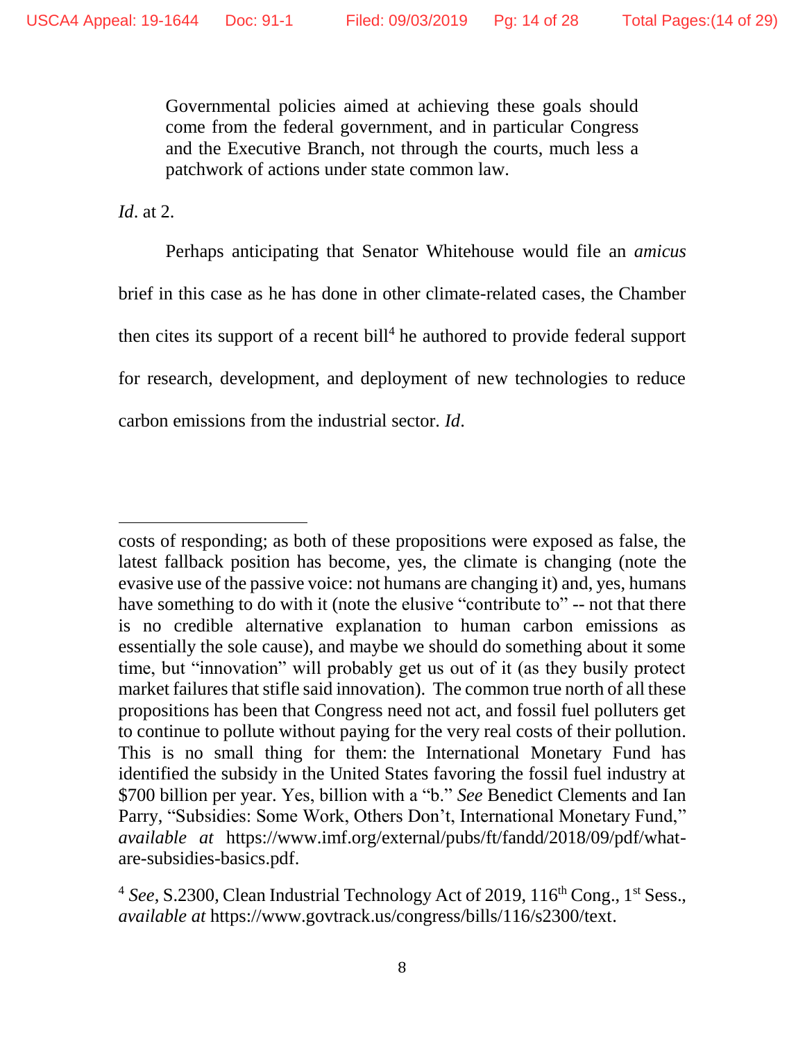> Governmental policies aimed at achieving these goals should come from the federal government, and in particular Congress and the Executive Branch, not through the courts, much less a patchwork of actions under state common law.

*Id*. at 2.

Perhaps anticipating that Senator Whitehouse would file an *amicus* brief in this case as he has done in other climate-related cases, the Chamber then cites its support of a recent bill[4] he authored to provide federal support for research, development, and deployment of new technologies to reduce carbon emissions from the industrial sector. *Id*.

---

costs of responding; as both of these propositions were exposed as false, the latest fallback position has become, yes, the climate is changing (note the evasive use of the passive voice: not humans are changing it) and, yes, humans have something to do with it (note the elusive "contribute to" -- not that there is no credible alternative explanation to human carbon emissions as essentially the sole cause), and maybe we should do something about it some time, but "innovation" will probably get us out of it (as they busily protect market failures that stifle said innovation). The common true north of all these propositions has been that Congress need not act, and fossil fuel polluters get to continue to pollute without paying for the very real costs of their pollution. This is no small thing for them: the International Monetary Fund has identified the subsidy in the United States favoring the fossil fuel industry at $700 billion per year. Yes, billion with a "b." *See* Benedict Clements and Ian Parry, "Subsidies: Some Work, Others Don't, International Monetary Fund," *available at* https://www.imf.org/external/pubs/ft/fandd/2018/09/pdf/what-are-subsidies-basics.pdf.

[4] *See*, S.2300, Clean Industrial Technology Act of 2019, 116th Cong., 1st Sess., *available at* https://www.govtrack.us/congress/bills/116/s2300/text.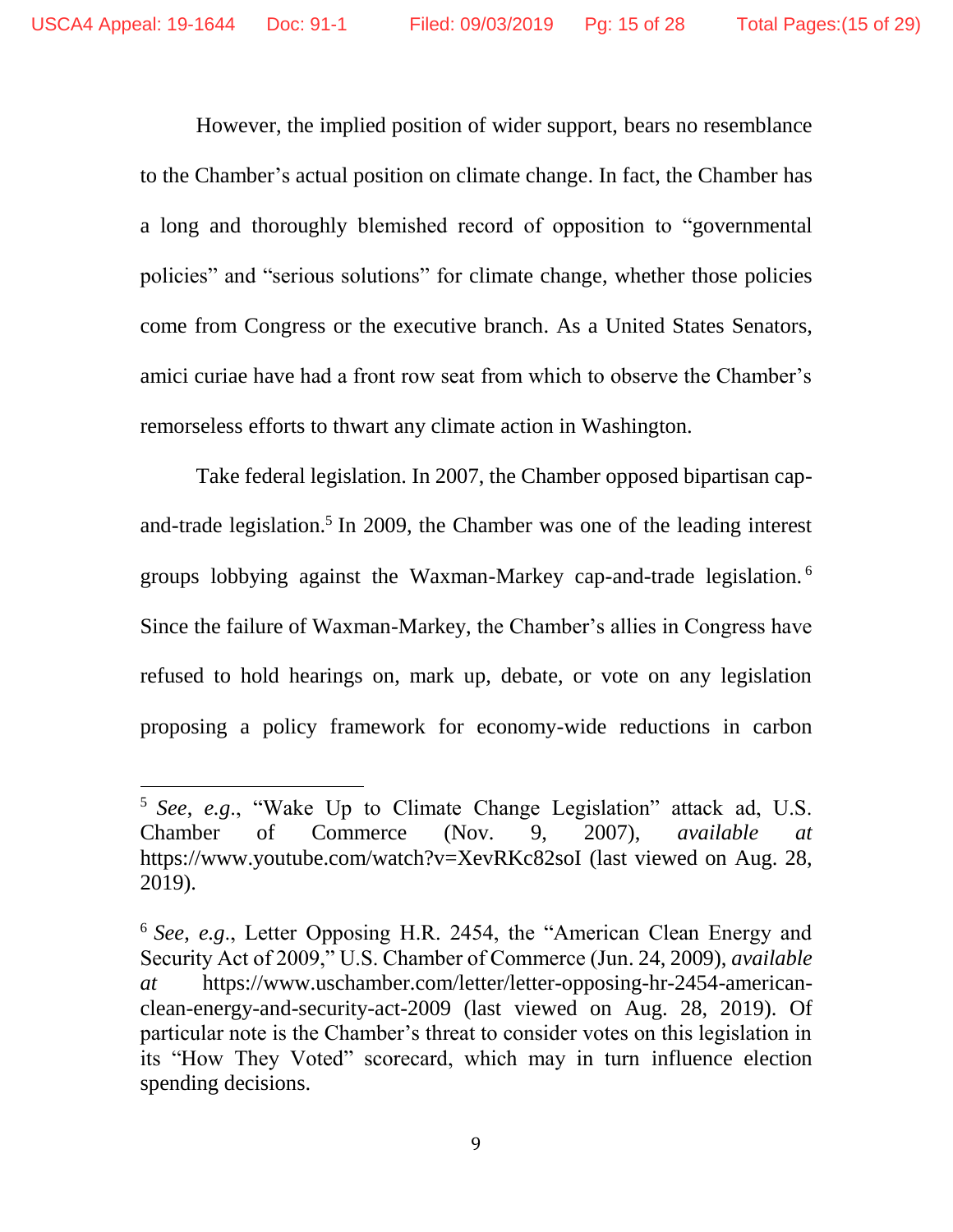However, the implied position of wider support, bears no resemblance to the Chamber's actual position on climate change. In fact, the Chamber has a long and thoroughly blemished record of opposition to "governmental policies" and "serious solutions" for climate change, whether those policies come from Congress or the executive branch. As a United States Senators, amici curiae have had a front row seat from which to observe the Chamber's remorseless efforts to thwart any climate action in Washington.

Take federal legislation. In 2007, the Chamber opposed bipartisan cap-and-trade legislation.[5] In 2009, the Chamber was one of the leading interest groups lobbying against the Waxman-Markey cap-and-trade legislation.[6] Since the failure of Waxman-Markey, the Chamber's allies in Congress have refused to hold hearings on, mark up, debate, or vote on any legislation proposing a policy framework for economy-wide reductions in carbon

---

[5] *See*, *e.g.*, "Wake Up to Climate Change Legislation" attack ad, U.S. Chamber of Commerce (Nov. 9, 2007), *available at* https://www.youtube.com/watch?v=XevRKc82soI (last viewed on Aug. 28, 2019).

[6] *See*, *e.g*., Letter Opposing H.R. 2454, the "American Clean Energy and Security Act of 2009," U.S. Chamber of Commerce (Jun. 24, 2009), *available at* https://www.uschamber.com/letter/letter-opposing-hr-2454-american-clean-energy-and-security-act-2009 (last viewed on Aug. 28, 2019). Of particular note is the Chamber's threat to consider votes on this legislation in its "How They Voted" scorecard, which may in turn influence election spending decisions.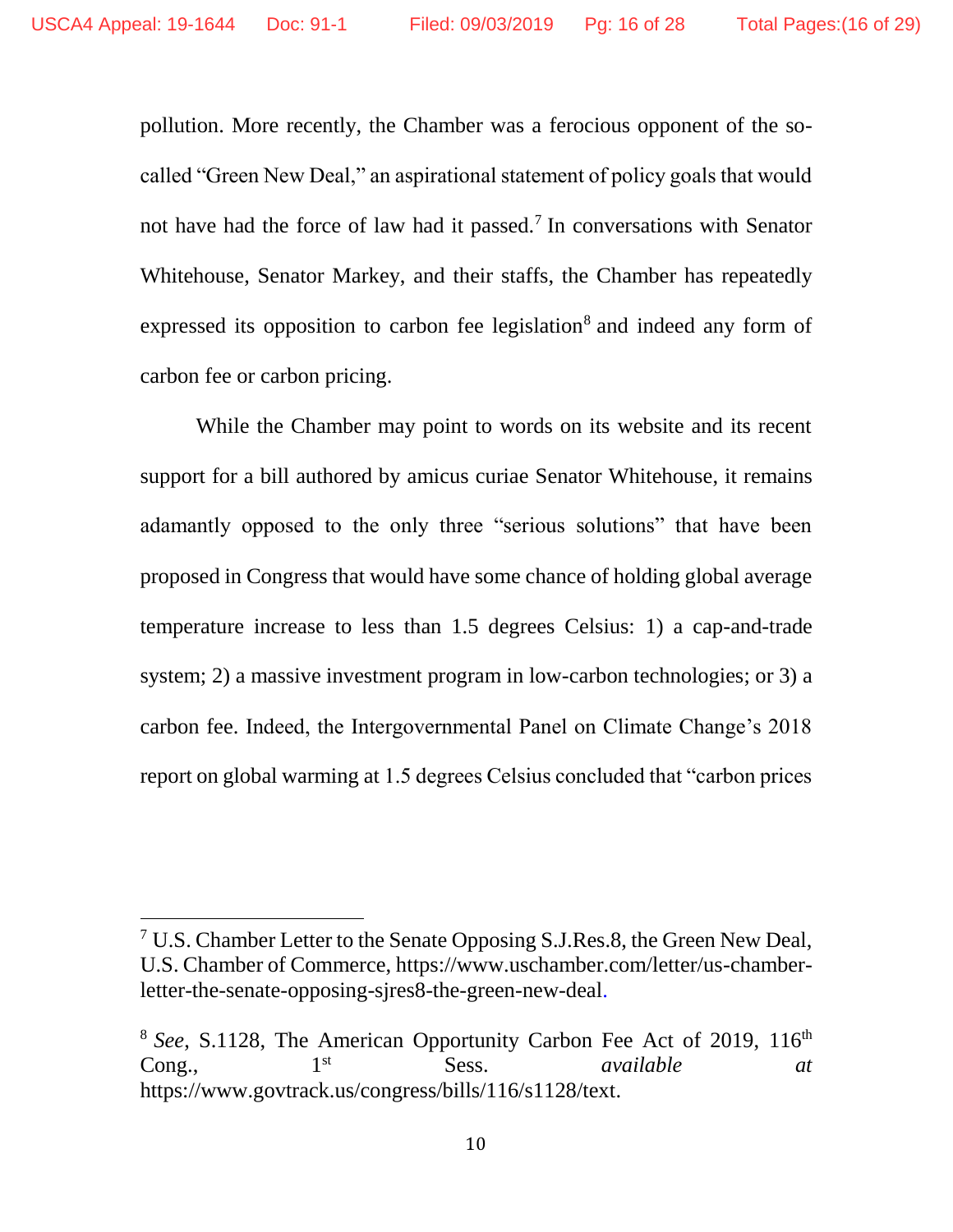pollution. More recently, the Chamber was a ferocious opponent of the so-called "Green New Deal," an aspirational statement of policy goals that would not have had the force of law had it passed.[7] In conversations with Senator Whitehouse, Senator Markey, and their staffs, the Chamber has repeatedly expressed its opposition to carbon fee legislation[8] and indeed any form of carbon fee or carbon pricing.

While the Chamber may point to words on its website and its recent support for a bill authored by amicus curiae Senator Whitehouse, it remains adamantly opposed to the only three "serious solutions" that have been proposed in Congress that would have some chance of holding global average temperature increase to less than 1.5 degrees Celsius: 1) a cap-and-trade system; 2) a massive investment program in low-carbon technologies; or 3) a carbon fee. Indeed, the Intergovernmental Panel on Climate Change's 2018 report on global warming at 1.5 degrees Celsius concluded that "carbon prices

---

[7] U.S. Chamber Letter to the Senate Opposing S.J.Res.8, the Green New Deal, U.S. Chamber of Commerce, https://www.uschamber.com/letter/us-chamber-letter-the-senate-opposing-sjres8-the-green-new-deal.

[8] *See*, S.1128, The American Opportunity Carbon Fee Act of 2019, 116th Cong., 1st Sess. *available at* https://www.govtrack.us/congress/bills/116/s1128/text.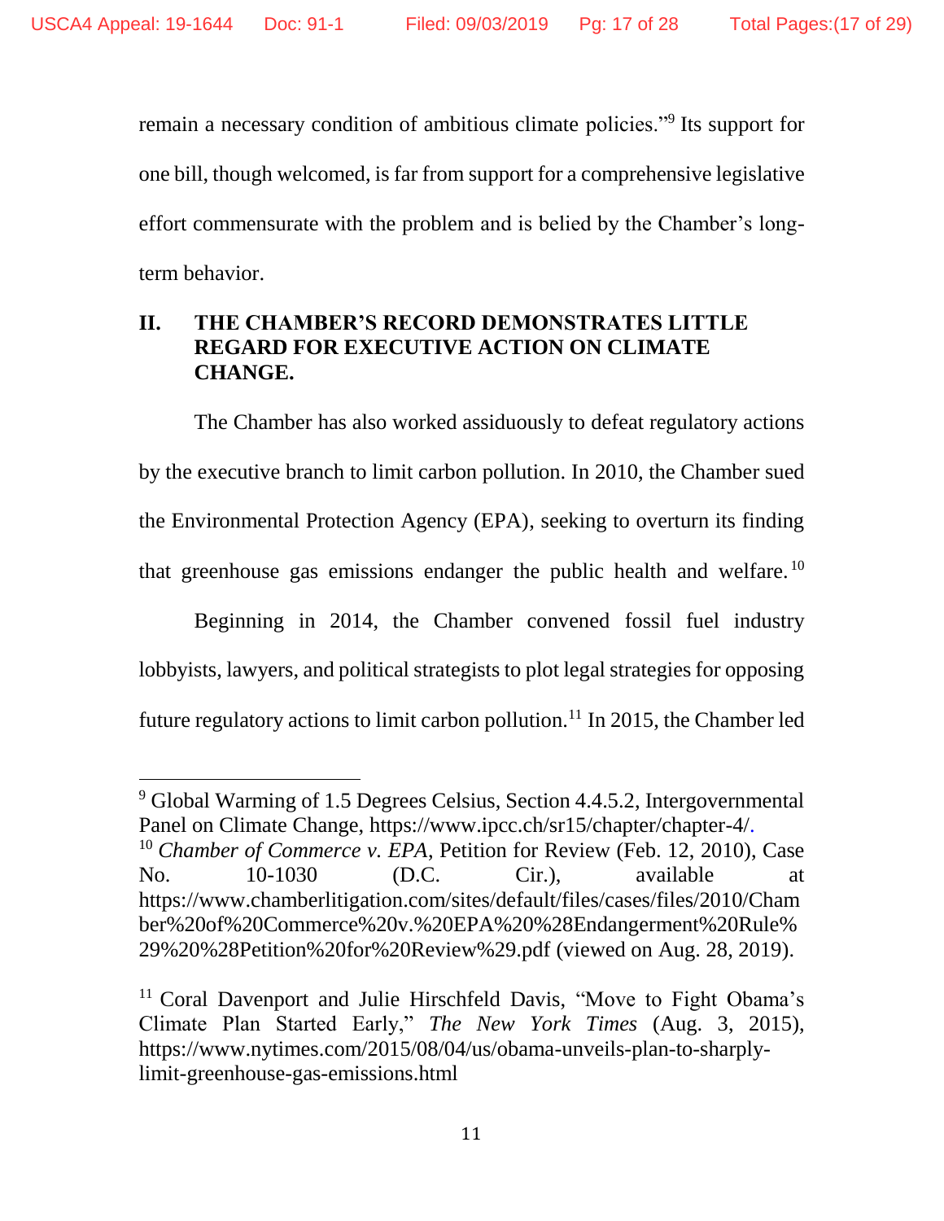remain a necessary condition of ambitious climate policies."[9] Its support for one bill, though welcomed, is far from support for a comprehensive legislative effort commensurate with the problem and is belied by the Chamber's long-term behavior.

## II. THE CHAMBER'S RECORD DEMONSTRATES LITTLE REGARD FOR EXECUTIVE ACTION ON CLIMATE CHANGE.

The Chamber has also worked assiduously to defeat regulatory actions by the executive branch to limit carbon pollution. In 2010, the Chamber sued the Environmental Protection Agency (EPA), seeking to overturn its finding that greenhouse gas emissions endanger the public health and welfare.[10]

Beginning in 2014, the Chamber convened fossil fuel industry lobbyists, lawyers, and political strategists to plot legal strategies for opposing future regulatory actions to limit carbon pollution.[11] In 2015, the Chamber led

---

[9] Global Warming of 1.5 Degrees Celsius, Section 4.4.5.2, Intergovernmental Panel on Climate Change, https://www.ipcc.ch/sr15/chapter/chapter-4/.

[10] *Chamber of Commerce v. EPA*, Petition for Review (Feb. 12, 2010), Case No. 10-1030 (D.C. Cir.), available at https://www.chamberlitigation.com/sites/default/files/cases/files/2010/Chamber%20of%20Commerce%20v.%20EPA%20%28Endangerment%20Rule%29%20%28Petition%20for%20Review%29.pdf (viewed on Aug. 28, 2019).

[11] Coral Davenport and Julie Hirschfeld Davis, "Move to Fight Obama's Climate Plan Started Early," *The New York Times* (Aug. 3, 2015), https://www.nytimes.com/2015/08/04/us/obama-unveils-plan-to-sharply-limit-greenhouse-gas-emissions.html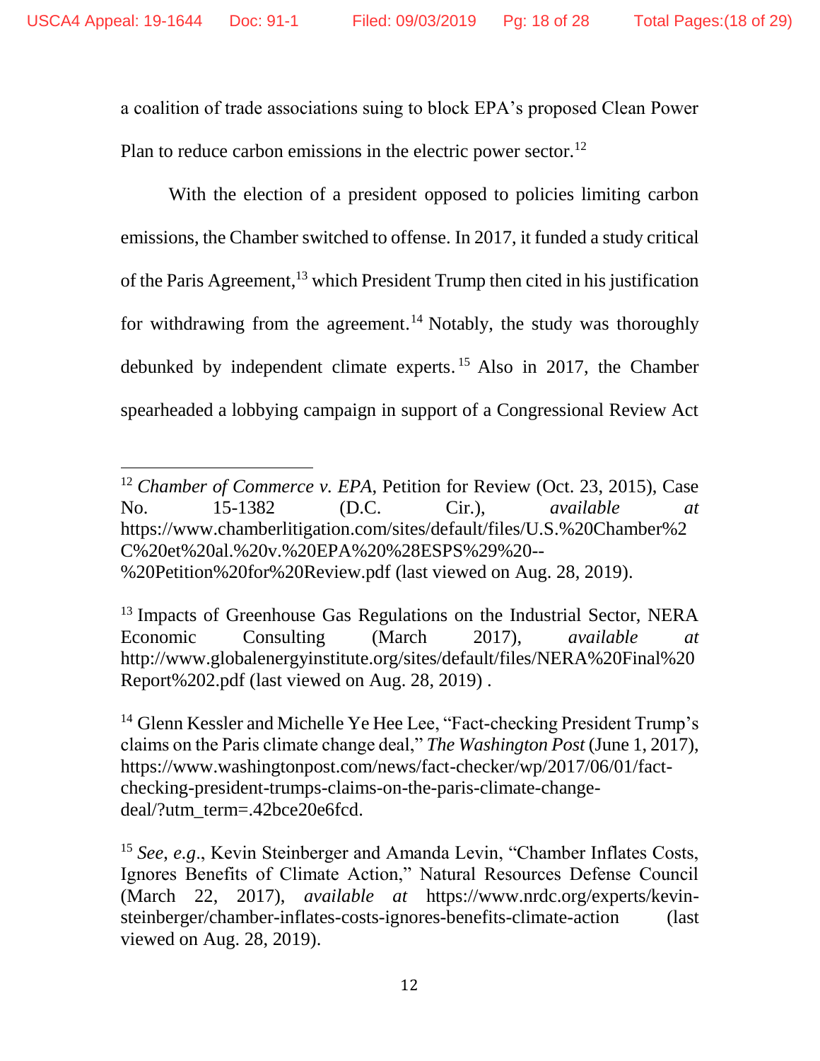a coalition of trade associations suing to block EPA's proposed Clean Power Plan to reduce carbon emissions in the electric power sector.[12]

With the election of a president opposed to policies limiting carbon emissions, the Chamber switched to offense. In 2017, it funded a study critical of the Paris Agreement,[13] which President Trump then cited in his justification for withdrawing from the agreement.[14] Notably, the study was thoroughly debunked by independent climate experts.[15] Also in 2017, the Chamber spearheaded a lobbying campaign in support of a Congressional Review Act

---

[12] *Chamber of Commerce v. EPA*, Petition for Review (Oct. 23, 2015), Case No. 15-1382 (D.C. Cir.), *available at* https://www.chamberlitigation.com/sites/default/files/U.S.%20Chamber%2C%20et%20al.%20v.%20EPA%20%28ESPS%29%20--%20Petition%20for%20Review.pdf (last viewed on Aug. 28, 2019).

[13] Impacts of Greenhouse Gas Regulations on the Industrial Sector, NERA Economic Consulting (March 2017), *available at* http://www.globalenergyinstitute.org/sites/default/files/NERA%20Final%20Report%202.pdf (last viewed on Aug. 28, 2019) .

[14] Glenn Kessler and Michelle Ye Hee Lee, "Fact-checking President Trump's claims on the Paris climate change deal," *The Washington Post* (June 1, 2017), https://www.washingtonpost.com/news/fact-checker/wp/2017/06/01/fact-checking-president-trumps-claims-on-the-paris-climate-change-deal/?utm_term=.42bce20e6fcd.

[15] *See*, *e.g*., Kevin Steinberger and Amanda Levin, "Chamber Inflates Costs, Ignores Benefits of Climate Action," Natural Resources Defense Council (March 22, 2017), *available at* https://www.nrdc.org/experts/kevin-steinberger/chamber-inflates-costs-ignores-benefits-climate-action (last viewed on Aug. 28, 2019).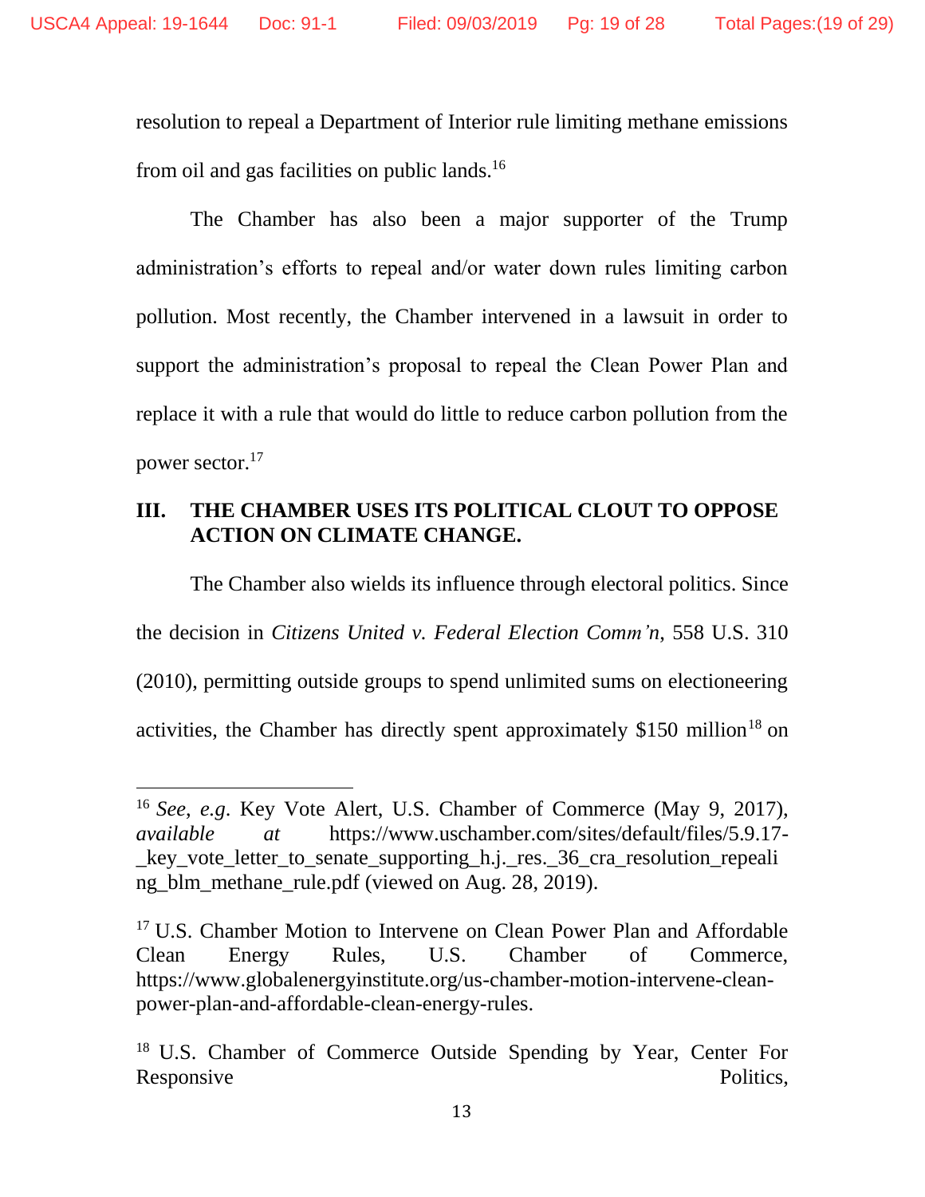resolution to repeal a Department of Interior rule limiting methane emissions from oil and gas facilities on public lands.[16]

The Chamber has also been a major supporter of the Trump administration's efforts to repeal and/or water down rules limiting carbon pollution. Most recently, the Chamber intervened in a lawsuit in order to support the administration's proposal to repeal the Clean Power Plan and replace it with a rule that would do little to reduce carbon pollution from the power sector.[17]

## III. THE CHAMBER USES ITS POLITICAL CLOUT TO OPPOSE ACTION ON CLIMATE CHANGE.

The Chamber also wields its influence through electoral politics. Since the decision in *Citizens United v. Federal Election Comm'n*, 558 U.S. 310 (2010), permitting outside groups to spend unlimited sums on electioneering activities, the Chamber has directly spent approximately $150 million[18] on

---

[16] *See*, *e.g*. Key Vote Alert, U.S. Chamber of Commerce (May 9, 2017), *available at* https://www.uschamber.com/sites/default/files/5.9.17-_key_vote_letter_to_senate_supporting_h.j._res._36_cra_resolution_repealing_blm_methane_rule.pdf (viewed on Aug. 28, 2019).

[17] U.S. Chamber Motion to Intervene on Clean Power Plan and Affordable Clean Energy Rules, U.S. Chamber of Commerce, https://www.globalenergyinstitute.org/us-chamber-motion-intervene-clean-power-plan-and-affordable-clean-energy-rules.

[18] U.S. Chamber of Commerce Outside Spending by Year, Center For Responsive Politics,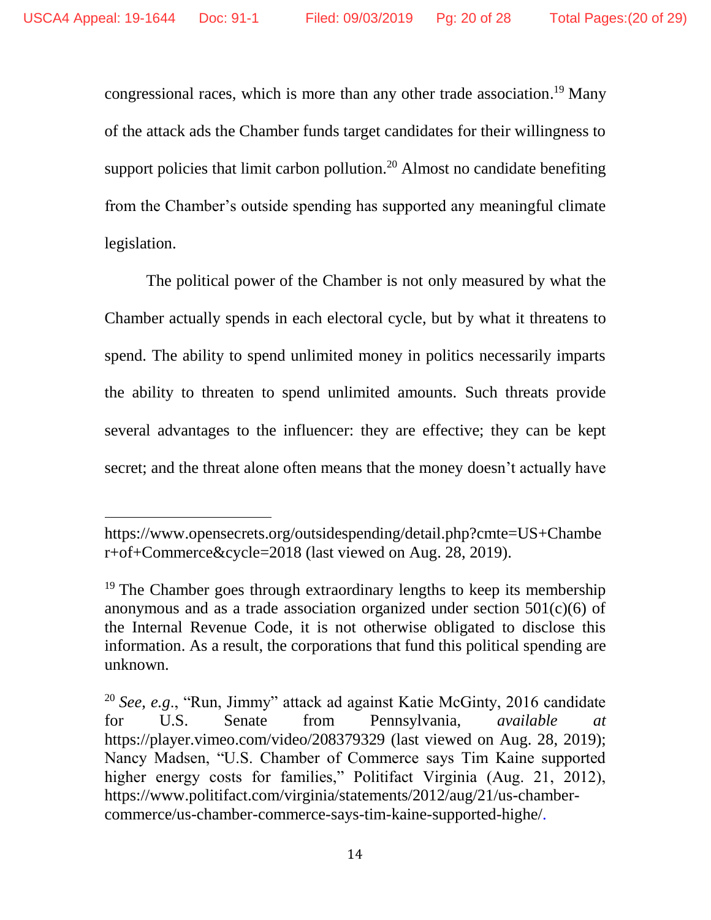congressional races, which is more than any other trade association.[19] Many of the attack ads the Chamber funds target candidates for their willingness to support policies that limit carbon pollution.[20] Almost no candidate benefiting from the Chamber's outside spending has supported any meaningful climate legislation.

The political power of the Chamber is not only measured by what the Chamber actually spends in each electoral cycle, but by what it threatens to spend. The ability to spend unlimited money in politics necessarily imparts the ability to threaten to spend unlimited amounts. Such threats provide several advantages to the influencer: they are effective; they can be kept secret; and the threat alone often means that the money doesn't actually have

---

https://www.opensecrets.org/outsidespending/detail.php?cmte=US+Chamber+of+Commerce&cycle=2018 (last viewed on Aug. 28, 2019).

[19] The Chamber goes through extraordinary lengths to keep its membership anonymous and as a trade association organized under section 501(c)(6) of the Internal Revenue Code, it is not otherwise obligated to disclose this information. As a result, the corporations that fund this political spending are unknown.

[20] *See, e.g.*, "Run, Jimmy" attack ad against Katie McGinty, 2016 candidate for U.S. Senate from Pennsylvania, *available at* https://player.vimeo.com/video/208379329 (last viewed on Aug. 28, 2019); Nancy Madsen, "U.S. Chamber of Commerce says Tim Kaine supported higher energy costs for families," Politifact Virginia (Aug. 21, 2012), https://www.politifact.com/virginia/statements/2012/aug/21/us-chamber-commerce/us-chamber-commerce-says-tim-kaine-supported-highe/.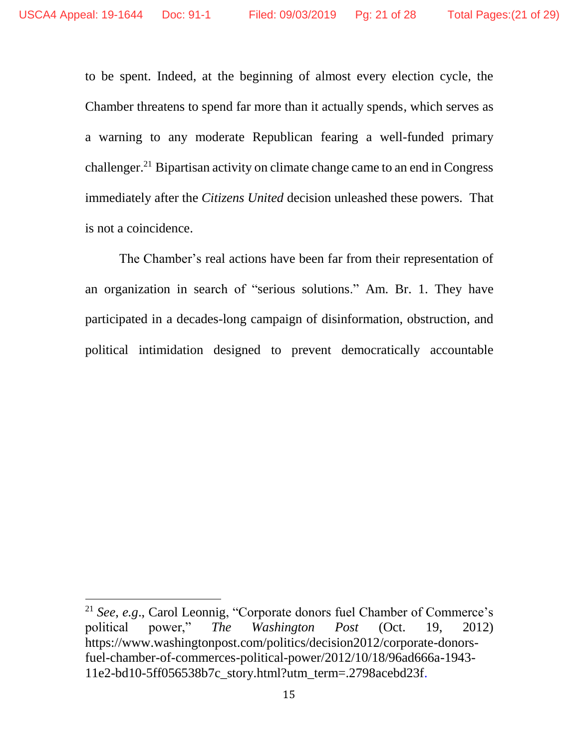to be spent. Indeed, at the beginning of almost every election cycle, the Chamber threatens to spend far more than it actually spends, which serves as a warning to any moderate Republican fearing a well-funded primary challenger.[21] Bipartisan activity on climate change came to an end in Congress immediately after the *Citizens United* decision unleashed these powers. That is not a coincidence.

The Chamber's real actions have been far from their representation of an organization in search of "serious solutions." Am. Br. 1. They have participated in a decades-long campaign of disinformation, obstruction, and political intimidation designed to prevent democratically accountable

---

[21] *See, e.g.*, Carol Leonnig, "Corporate donors fuel Chamber of Commerce's political power," *The Washington Post* (Oct. 19, 2012) https://www.washingtonpost.com/politics/decision2012/corporate-donors-fuel-chamber-of-commerces-political-power/2012/10/18/96ad666a-1943-11e2-bd10-5ff056538b7c_story.html?utm_term=.2798acebd23f.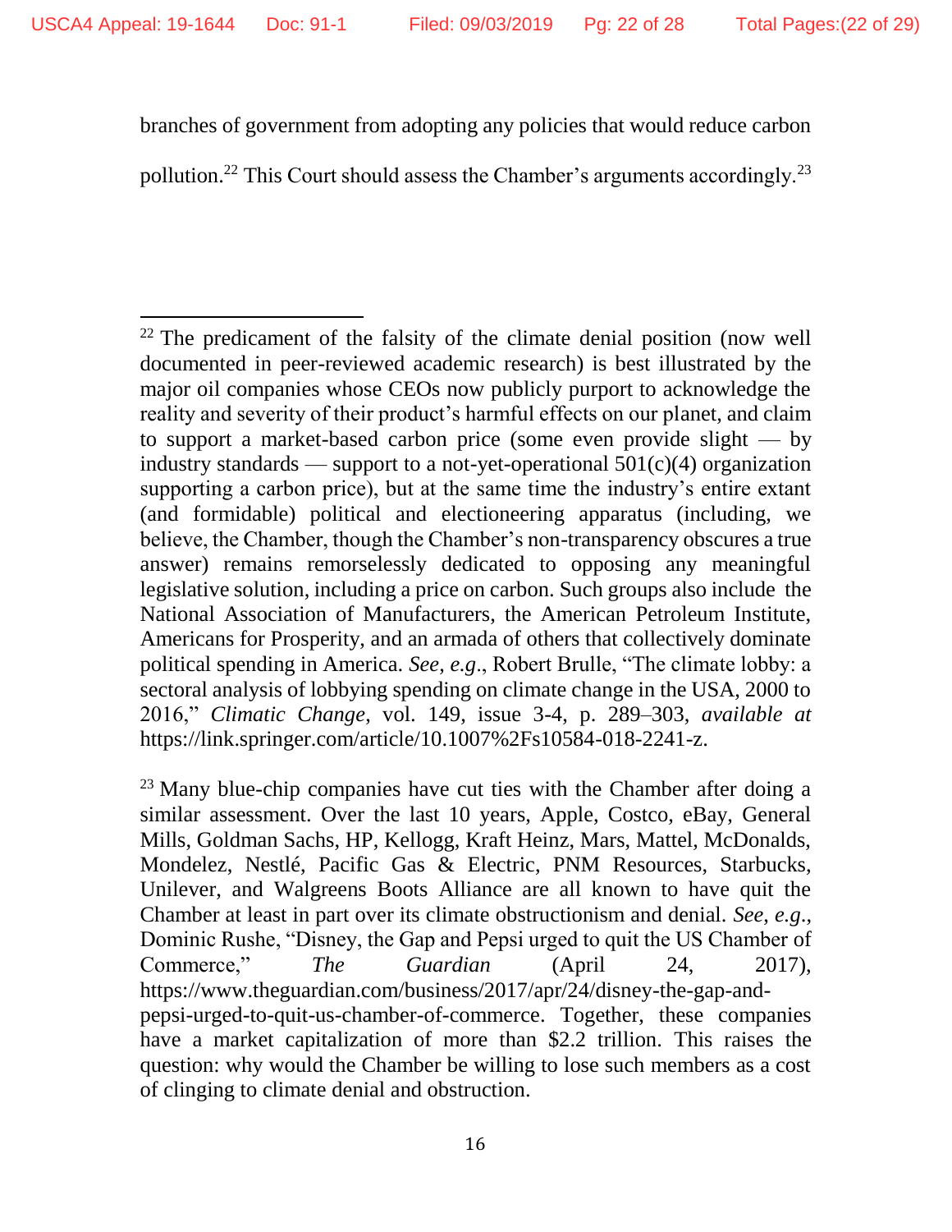branches of government from adopting any policies that would reduce carbon pollution.[22] This Court should assess the Chamber's arguments accordingly.[23]

---

[22] The predicament of the falsity of the climate denial position (now well documented in peer-reviewed academic research) is best illustrated by the major oil companies whose CEOs now publicly purport to acknowledge the reality and severity of their product's harmful effects on our planet, and claim to support a market-based carbon price (some even provide slight — by industry standards — support to a not-yet-operational 501(c)(4) organization supporting a carbon price), but at the same time the industry's entire extant (and formidable) political and electioneering apparatus (including, we believe, the Chamber, though the Chamber's non-transparency obscures a true answer) remains remorselessly dedicated to opposing any meaningful legislative solution, including a price on carbon. Such groups also include the National Association of Manufacturers, the American Petroleum Institute, Americans for Prosperity, and an armada of others that collectively dominate political spending in America. *See, e.g.*, Robert Brulle, "The climate lobby: a sectoral analysis of lobbying spending on climate change in the USA, 2000 to 2016," *Climatic Change*, vol. 149, issue 3-4, p. 289–303, *available at* https://link.springer.com/article/10.1007%2Fs10584-018-2241-z.

[23] Many blue-chip companies have cut ties with the Chamber after doing a similar assessment. Over the last 10 years, Apple, Costco, eBay, General Mills, Goldman Sachs, HP, Kellogg, Kraft Heinz, Mars, Mattel, McDonalds, Mondelez, Nestlé, Pacific Gas & Electric, PNM Resources, Starbucks, Unilever, and Walgreens Boots Alliance are all known to have quit the Chamber at least in part over its climate obstructionism and denial. *See, e.g.*, Dominic Rushe, "Disney, the Gap and Pepsi urged to quit the US Chamber of Commerce," *The Guardian* (April 24, 2017), https://www.theguardian.com/business/2017/apr/24/disney-the-gap-and-pepsi-urged-to-quit-us-chamber-of-commerce. Together, these companies have a market capitalization of more than $2.2 trillion. This raises the question: why would the Chamber be willing to lose such members as a cost of clinging to climate denial and obstruction.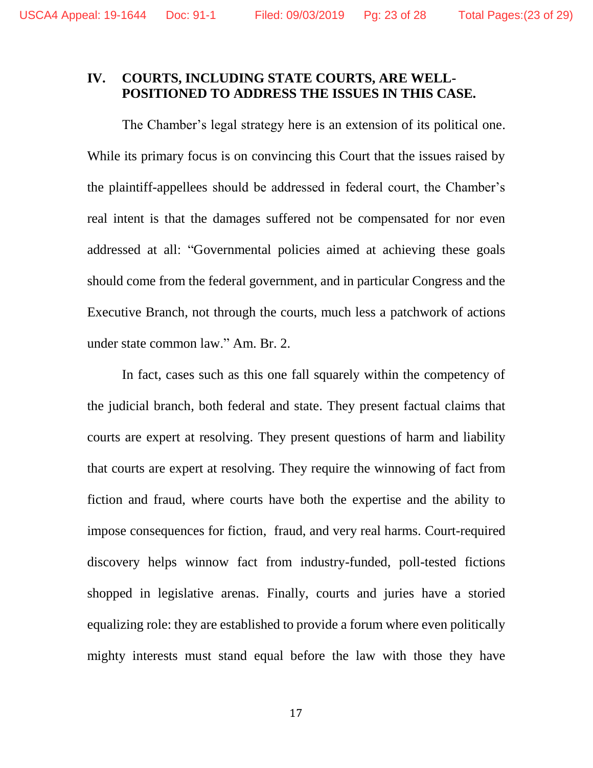## IV. COURTS, INCLUDING STATE COURTS, ARE WELL-POSITIONED TO ADDRESS THE ISSUES IN THIS CASE.

The Chamber's legal strategy here is an extension of its political one. While its primary focus is on convincing this Court that the issues raised by the plaintiff-appellees should be addressed in federal court, the Chamber's real intent is that the damages suffered not be compensated for nor even addressed at all: "Governmental policies aimed at achieving these goals should come from the federal government, and in particular Congress and the Executive Branch, not through the courts, much less a patchwork of actions under state common law." Am. Br. 2.

In fact, cases such as this one fall squarely within the competency of the judicial branch, both federal and state. They present factual claims that courts are expert at resolving. They present questions of harm and liability that courts are expert at resolving. They require the winnowing of fact from fiction and fraud, where courts have both the expertise and the ability to impose consequences for fiction, fraud, and very real harms. Court-required discovery helps winnow fact from industry-funded, poll-tested fictions shopped in legislative arenas. Finally, courts and juries have a storied equalizing role: they are established to provide a forum where even politically mighty interests must stand equal before the law with those they have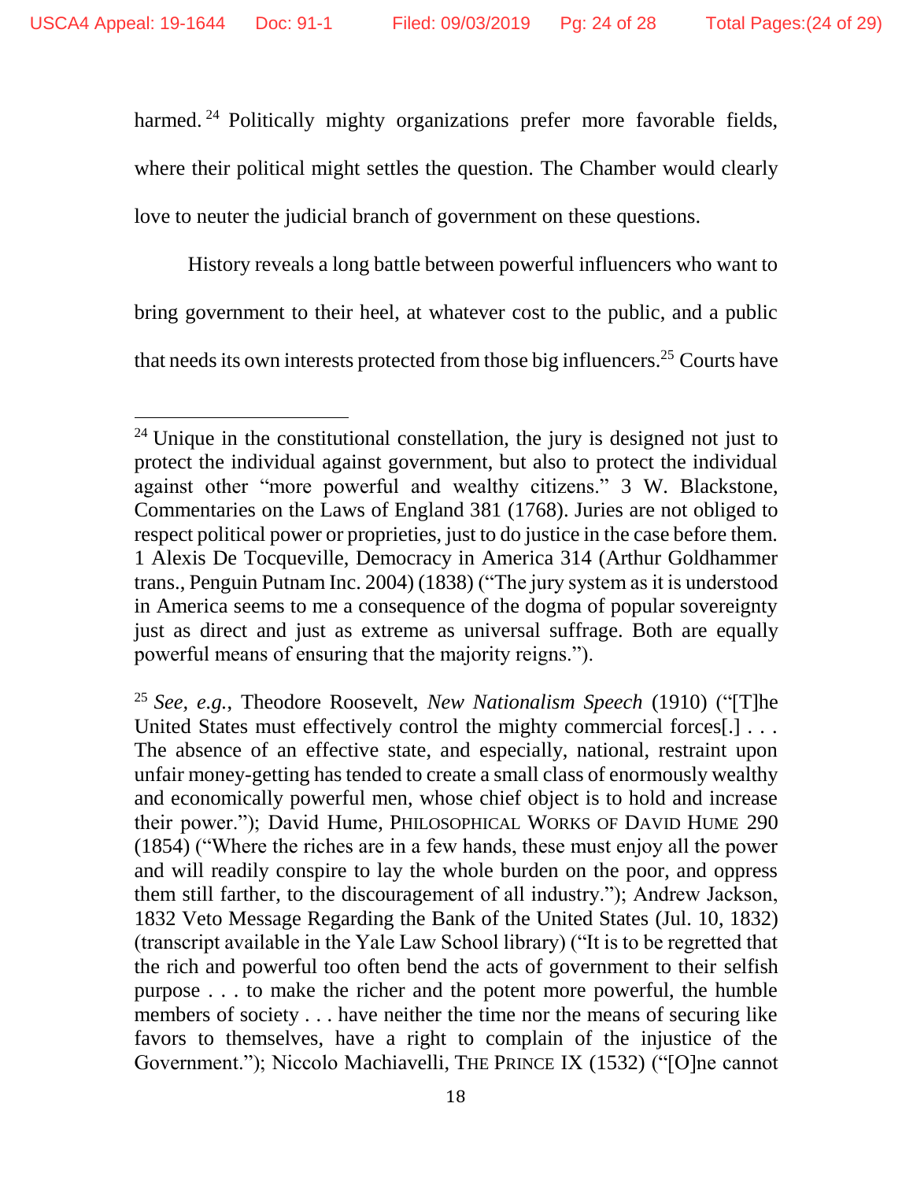harmed.[24] Politically mighty organizations prefer more favorable fields, where their political might settles the question. The Chamber would clearly love to neuter the judicial branch of government on these questions.

History reveals a long battle between powerful influencers who want to bring government to their heel, at whatever cost to the public, and a public that needs its own interests protected from those big influencers.[25] Courts have

---

[24] Unique in the constitutional constellation, the jury is designed not just to protect the individual against government, but also to protect the individual against other "more powerful and wealthy citizens." 3 W. Blackstone, Commentaries on the Laws of England 381 (1768). Juries are not obliged to respect political power or proprieties, just to do justice in the case before them. 1 Alexis De Tocqueville, Democracy in America 314 (Arthur Goldhammer trans., Penguin Putnam Inc. 2004) (1838) ("The jury system as it is understood in America seems to me a consequence of the dogma of popular sovereignty just as direct and just as extreme as universal suffrage. Both are equally powerful means of ensuring that the majority reigns.").

[25] *See, e.g.*, Theodore Roosevelt, *New Nationalism Speech* (1910) ("[T]he United States must effectively control the mighty commercial forces[.] . . . The absence of an effective state, and especially, national, restraint upon unfair money-getting has tended to create a small class of enormously wealthy and economically powerful men, whose chief object is to hold and increase their power."); David Hume, PHILOSOPHICAL WORKS OF DAVID HUME 290 (1854) ("Where the riches are in a few hands, these must enjoy all the power and will readily conspire to lay the whole burden on the poor, and oppress them still farther, to the discouragement of all industry."); Andrew Jackson, 1832 Veto Message Regarding the Bank of the United States (Jul. 10, 1832) (transcript available in the Yale Law School library) ("It is to be regretted that the rich and powerful too often bend the acts of government to their selfish purpose . . . to make the richer and the potent more powerful, the humble members of society . . . have neither the time nor the means of securing like favors to themselves, have a right to complain of the injustice of the Government."); Niccolo Machiavelli, THE PRINCE IX (1532) ("[O]ne cannot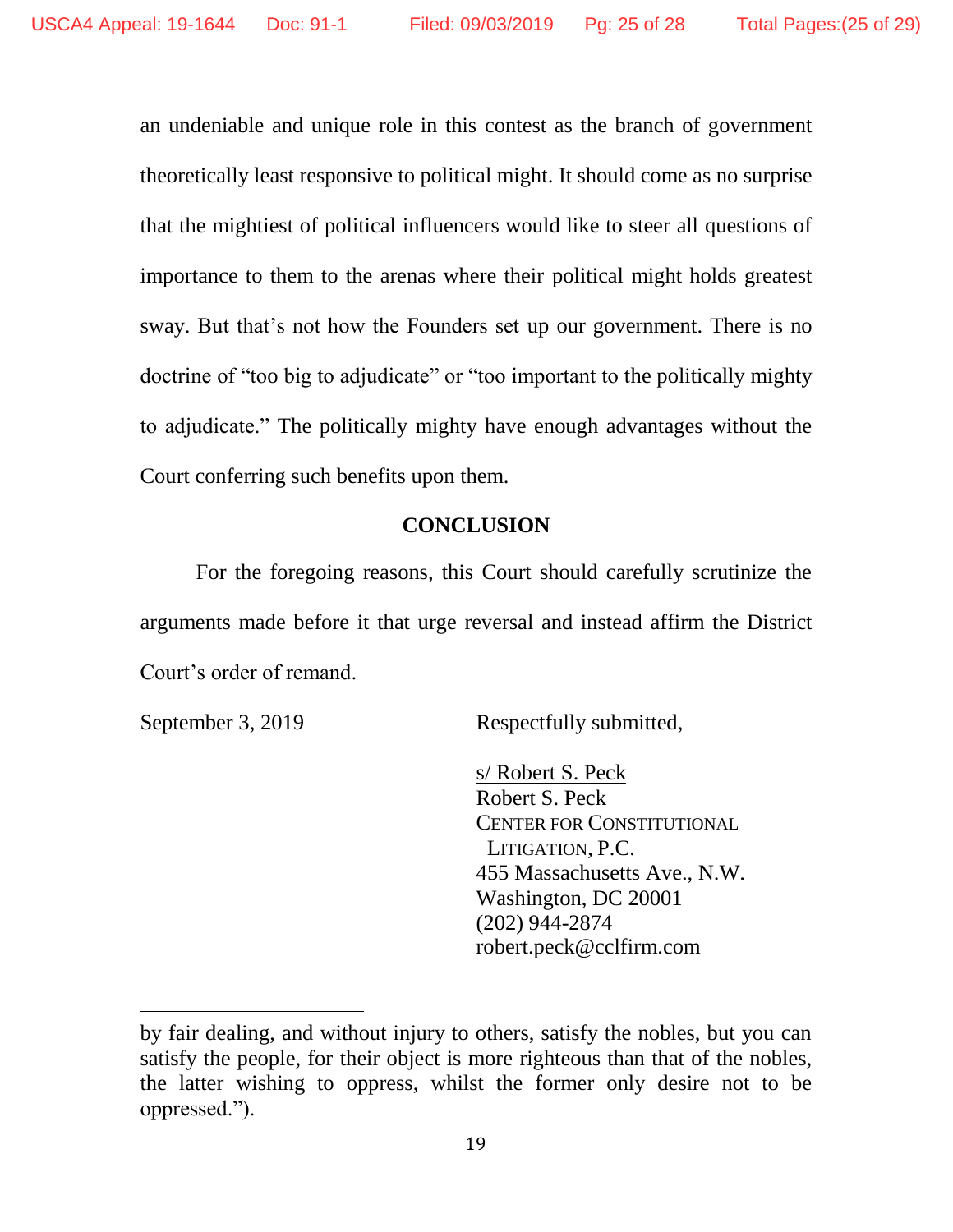an undeniable and unique role in this contest as the branch of government theoretically least responsive to political might. It should come as no surprise that the mightiest of political influencers would like to steer all questions of importance to them to the arenas where their political might holds greatest sway. But that's not how the Founders set up our government. There is no doctrine of "too big to adjudicate" or "too important to the politically mighty to adjudicate." The politically mighty have enough advantages without the Court conferring such benefits upon them.

## CONCLUSION

For the foregoing reasons, this Court should carefully scrutinize the arguments made before it that urge reversal and instead affirm the District Court's order of remand.

September 3, 2019

Respectfully submitted,

s/ Robert S. Peck
Robert S. Peck
CENTER FOR CONSTITUTIONAL LITIGATION, P.C.
455 Massachusetts Ave., N.W.
Washington, DC 20001
(202) 944-2874
robert.peck@cclfirm.com

---

by fair dealing, and without injury to others, satisfy the nobles, but you can satisfy the people, for their object is more righteous than that of the nobles, the latter wishing to oppress, whilst the former only desire not to be oppressed.").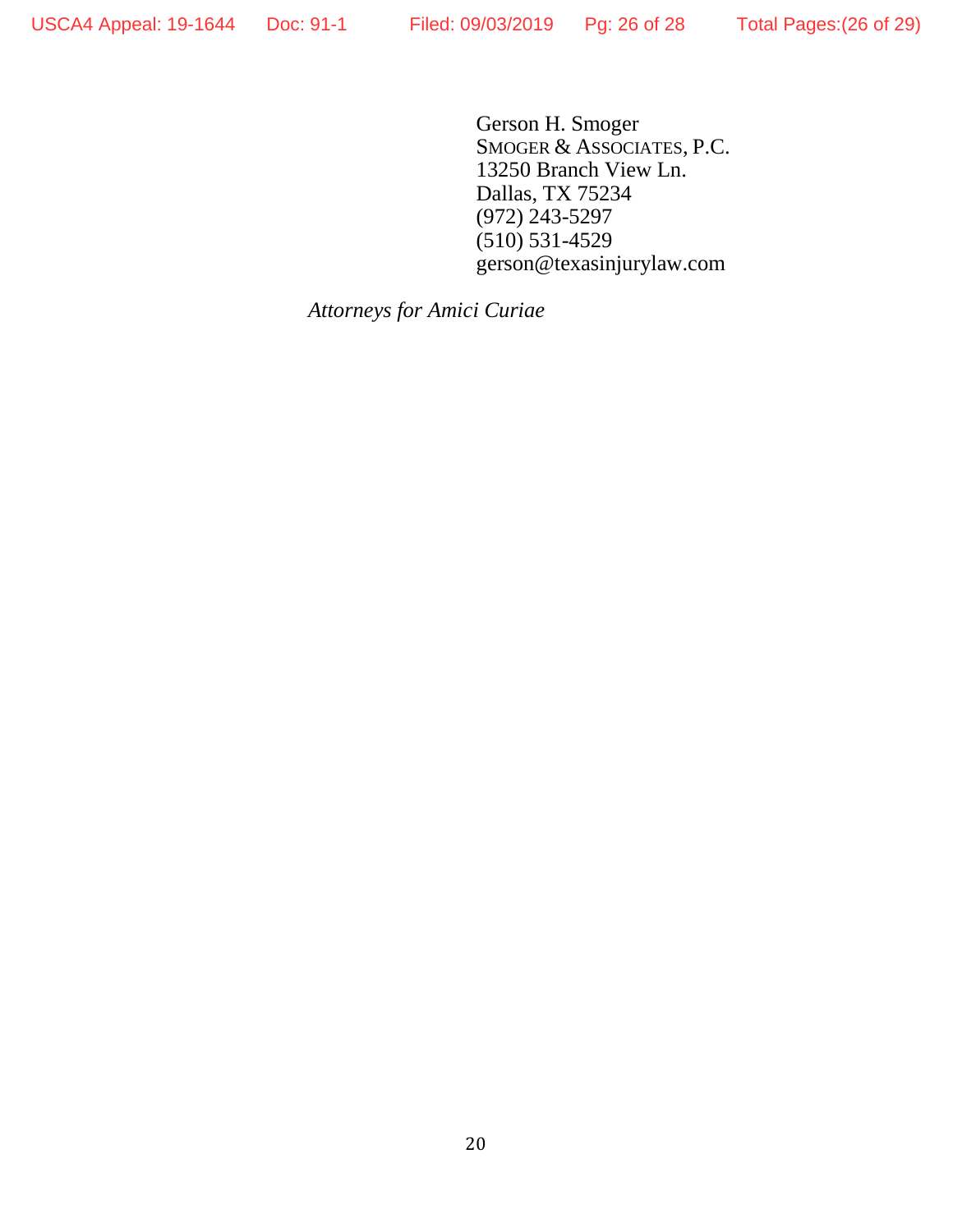Gerson H. Smoger
SMOGER & ASSOCIATES, P.C.
13250 Branch View Ln.
Dallas, TX 75234
(972) 243-5297
(510) 531-4529
gerson@texasinjurylaw.com

*Attorneys for Amici Curiae*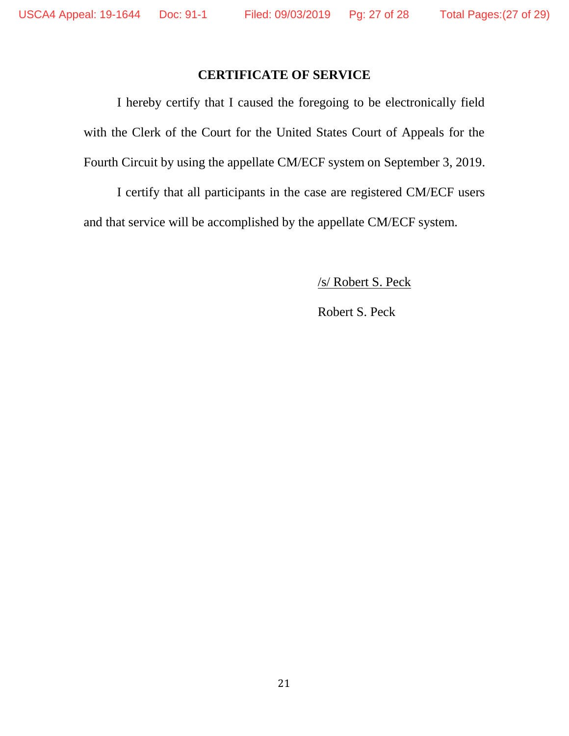## CERTIFICATE OF SERVICE

I hereby certify that I caused the foregoing to be electronically field with the Clerk of the Court for the United States Court of Appeals for the Fourth Circuit by using the appellate CM/ECF system on September 3, 2019.

I certify that all participants in the case are registered CM/ECF users and that service will be accomplished by the appellate CM/ECF system.

/s/ Robert S. Peck

Robert S. Peck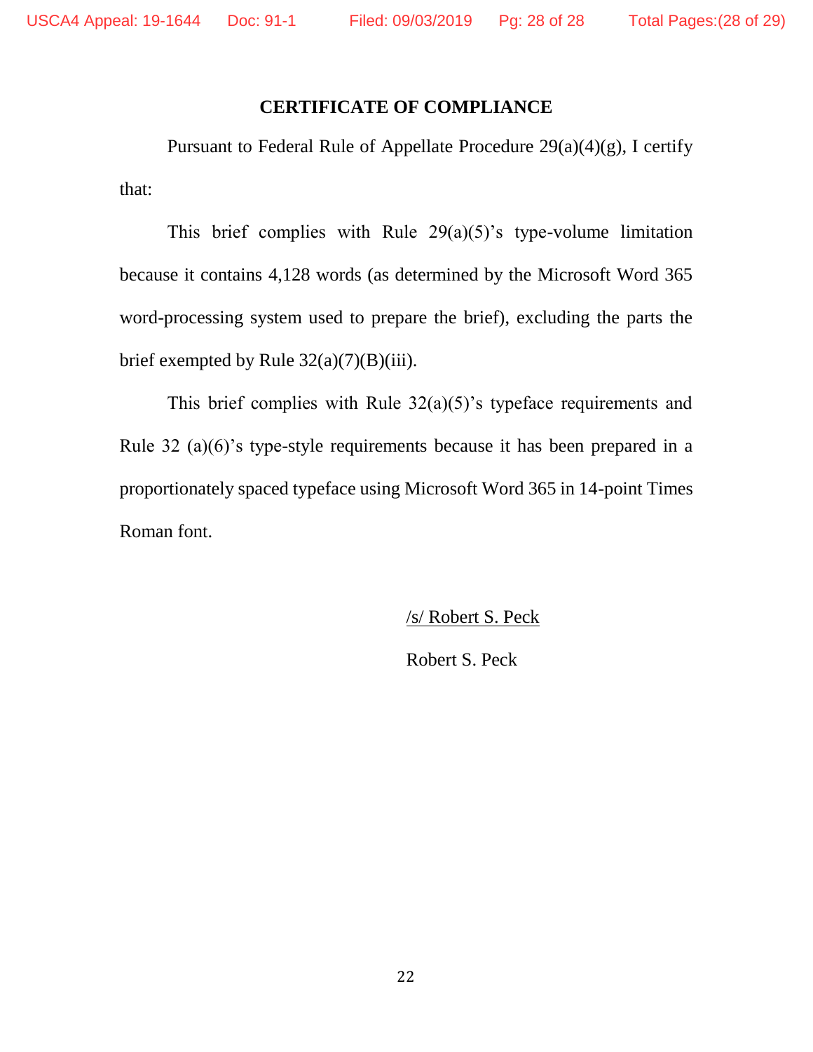## CERTIFICATE OF COMPLIANCE

Pursuant to Federal Rule of Appellate Procedure 29(a)(4)(g), I certify that:

This brief complies with Rule 29(a)(5)'s type-volume limitation because it contains 4,128 words (as determined by the Microsoft Word 365 word-processing system used to prepare the brief), excluding the parts the brief exempted by Rule 32(a)(7)(B)(iii).

This brief complies with Rule 32(a)(5)'s typeface requirements and Rule 32 (a)(6)'s type-style requirements because it has been prepared in a proportionately spaced typeface using Microsoft Word 365 in 14-point Times Roman font.

/s/ Robert S. Peck

Robert S. Peck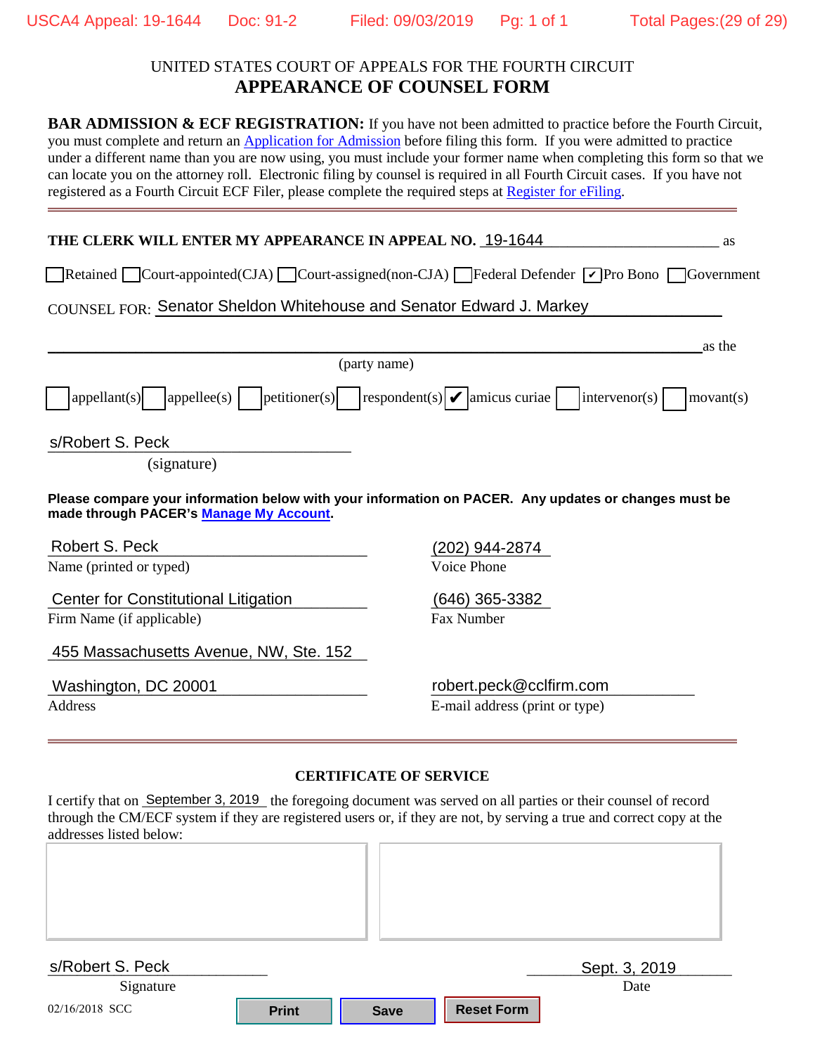UNITED STATES COURT OF APPEALS FOR THE FOURTH CIRCUIT

# APPEARANCE OF COUNSEL FORM

**BAR ADMISSION & ECF REGISTRATION:** If you have not been admitted to practice before the Fourth Circuit, you must complete and return an Application for Admission before filing this form. If you were admitted to practice under a different name than you are now using, you must include your former name when completing this form so that we can locate you on the attorney roll. Electronic filing by counsel is required in all Fourth Circuit cases. If you have not registered as a Fourth Circuit ECF Filer, please complete the required steps at Register for eFiling.

---

**THE CLERK WILL ENTER MY APPEARANCE IN APPEAL NO.** 19-1644 as

☐ Retained ☐ Court-appointed(CJA) ☐ Court-assigned(non-CJA) ☐ Federal Defender ☑ Pro Bono ☐ Government

COUNSEL FOR: Senator Sheldon Whitehouse and Senator Edward J. Markey

_______________________________________________ as the
(party name)

☐ appellant(s) ☐ appellee(s) ☐ petitioner(s) ☐ respondent(s) ☑ amicus curiae ☐ intervenor(s) ☐ movant(s)

s/Robert S. Peck
(signature)

**Please compare your information below with your information on PACER. Any updates or changes must be made through PACER's Manage My Account.**

| | |
|---|---|
| Robert S. Peck<br>Name (printed or typed) | (202) 944-2874<br>Voice Phone |
| Center for Constitutional Litigation<br>Firm Name (if applicable) | (646) 365-3382<br>Fax Number |
| 455 Massachusetts Avenue, NW, Ste. 152<br>Washington, DC 20001<br>Address | robert.peck@cclfirm.com<br>E-mail address (print or type) |

---

## CERTIFICATE OF SERVICE

I certify that on September 3, 2019 the foregoing document was served on all parties or their counsel of record through the CM/ECF system if they are registered users or, if they are not, by serving a true and correct copy at the addresses listed below:

s/Robert S. Peck
Signature

Sept. 3, 2019
Date

02/16/2018 SCC